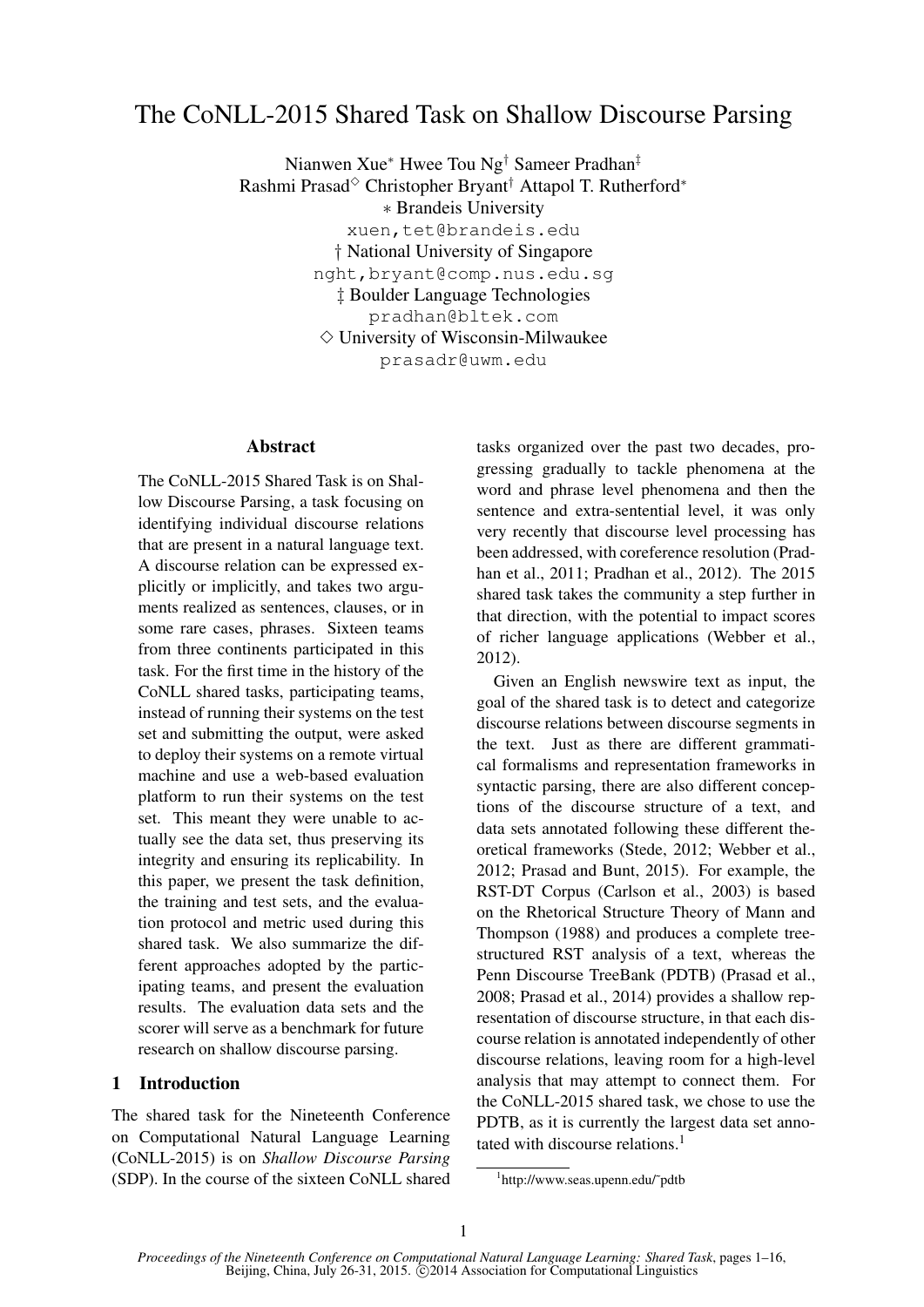# The CoNLL-2015 Shared Task on Shallow Discourse Parsing

Nianwen Xue[∗] Hwee Tou Ng[†] Sameer Pradhan[‡]
Rashmi Prasad[◇] Christopher Bryant[†] Attapol T. Rutherford[∗]

∗ Brandeis University
xuen,tet@brandeis.edu

† National University of Singapore
nght,bryant@comp.nus.edu.sg

‡ Boulder Language Technologies
pradhan@bltek.com

◇ University of Wisconsin-Milwaukee
prasadr@uwm.edu

## Abstract

The CoNLL-2015 Shared Task is on Shallow Discourse Parsing, a task focusing on identifying individual discourse relations that are present in a natural language text. A discourse relation can be expressed explicitly or implicitly, and takes two arguments realized as sentences, clauses, or in some rare cases, phrases. Sixteen teams from three continents participated in this task. For the first time in the history of the CoNLL shared tasks, participating teams, instead of running their systems on the test set and submitting the output, were asked to deploy their systems on a remote virtual machine and use a web-based evaluation platform to run their systems on the test set. This meant they were unable to actually see the data set, thus preserving its integrity and ensuring its replicability. In this paper, we present the task definition, the training and test sets, and the evaluation protocol and metric used during this shared task. We also summarize the different approaches adopted by the participating teams, and present the evaluation results. The evaluation data sets and the scorer will serve as a benchmark for future research on shallow discourse parsing.

## 1 Introduction

The shared task for the Nineteenth Conference on Computational Natural Language Learning (CoNLL-2015) is on *Shallow Discourse Parsing* (SDP). In the course of the sixteen CoNLL shared tasks organized over the past two decades, progressing gradually to tackle phenomena at the word and phrase level phenomena and then the sentence and extra-sentential level, it was only very recently that discourse level processing has been addressed, with coreference resolution (Pradhan et al., 2011; Pradhan et al., 2012). The 2015 shared task takes the community a step further in that direction, with the potential to impact scores of richer language applications (Webber et al., 2012).

Given an English newswire text as input, the goal of the shared task is to detect and categorize discourse relations between discourse segments in the text. Just as there are different grammatical formalisms and representation frameworks in syntactic parsing, there are also different conceptions of the discourse structure of a text, and data sets annotated following these different theoretical frameworks (Stede, 2012; Webber et al., 2012; Prasad and Bunt, 2015). For example, the RST-DT Corpus (Carlson et al., 2003) is based on the Rhetorical Structure Theory of Mann and Thompson (1988) and produces a complete tree-structured RST analysis of a text, whereas the Penn Discourse TreeBank (PDTB) (Prasad et al., 2008; Prasad et al., 2014) provides a shallow representation of discourse structure, in that each discourse relation is annotated independently of other discourse relations, leaving room for a high-level analysis that may attempt to connect them. For the CoNLL-2015 shared task, we chose to use the PDTB, as it is currently the largest data set annotated with discourse relations.[1]

[1] http://www.seas.upenn.edu/˜pdtb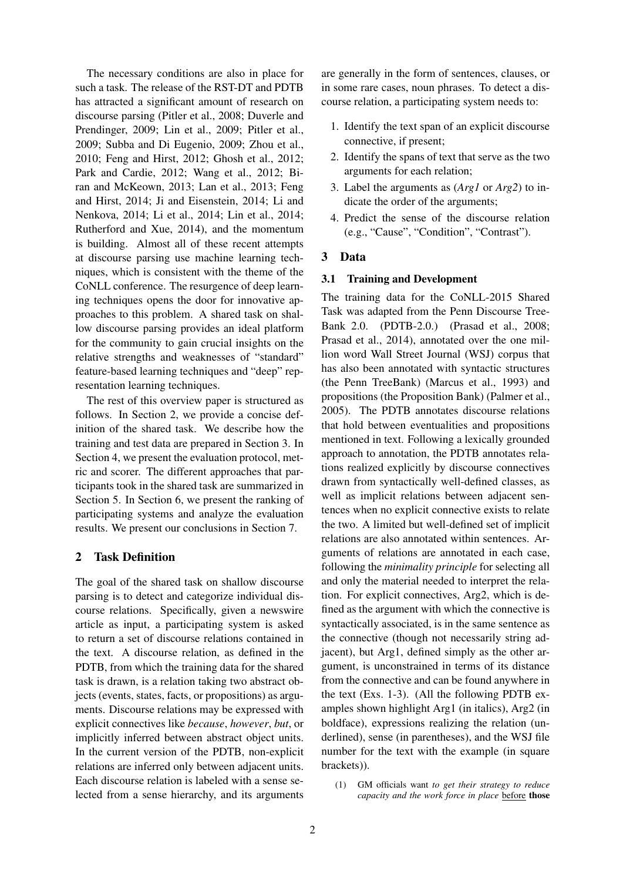The necessary conditions are also in place for such a task. The release of the RST-DT and PDTB has attracted a significant amount of research on discourse parsing (Pitler et al., 2008; Duverle and Prendinger, 2009; Lin et al., 2009; Pitler et al., 2009; Subba and Di Eugenio, 2009; Zhou et al., 2010; Feng and Hirst, 2012; Ghosh et al., 2012; Park and Cardie, 2012; Wang et al., 2012; Biran and McKeown, 2013; Lan et al., 2013; Feng and Hirst, 2014; Ji and Eisenstein, 2014; Li and Nenkova, 2014; Li et al., 2014; Lin et al., 2014; Rutherford and Xue, 2014), and the momentum is building. Almost all of these recent attempts at discourse parsing use machine learning techniques, which is consistent with the theme of the CoNLL conference. The resurgence of deep learning techniques opens the door for innovative approaches to this problem. A shared task on shallow discourse parsing provides an ideal platform for the community to gain crucial insights on the relative strengths and weaknesses of "standard" feature-based learning techniques and "deep" representation learning techniques.

The rest of this overview paper is structured as follows. In Section 2, we provide a concise definition of the shared task. We describe how the training and test data are prepared in Section 3. In Section 4, we present the evaluation protocol, metric and scorer. The different approaches that participants took in the shared task are summarized in Section 5. In Section 6, we present the ranking of participating systems and analyze the evaluation results. We present our conclusions in Section 7.

## 2 Task Definition

The goal of the shared task on shallow discourse parsing is to detect and categorize individual discourse relations. Specifically, given a newswire article as input, a participating system is asked to return a set of discourse relations contained in the text. A discourse relation, as defined in the PDTB, from which the training data for the shared task is drawn, is a relation taking two abstract objects (events, states, facts, or propositions) as arguments. Discourse relations may be expressed with explicit connectives like *because*, *however*, *but*, or implicitly inferred between abstract object units. In the current version of the PDTB, non-explicit relations are inferred only between adjacent units. Each discourse relation is labeled with a sense selected from a sense hierarchy, and its arguments are generally in the form of sentences, clauses, or in some rare cases, noun phrases. To detect a discourse relation, a participating system needs to:

1. Identify the text span of an explicit discourse connective, if present;
2. Identify the spans of text that serve as the two arguments for each relation;
3. Label the arguments as (*Arg1* or *Arg2*) to indicate the order of the arguments;
4. Predict the sense of the discourse relation (e.g., "Cause", "Condition", "Contrast").

## 3 Data

### 3.1 Training and Development

The training data for the CoNLL-2015 Shared Task was adapted from the Penn Discourse TreeBank 2.0. (PDTB-2.0.) (Prasad et al., 2008; Prasad et al., 2014), annotated over the one million word Wall Street Journal (WSJ) corpus that has also been annotated with syntactic structures (the Penn TreeBank) (Marcus et al., 1993) and propositions (the Proposition Bank) (Palmer et al., 2005). The PDTB annotates discourse relations that hold between eventualities and propositions mentioned in text. Following a lexically grounded approach to annotation, the PDTB annotates relations realized explicitly by discourse connectives drawn from syntactically well-defined classes, as well as implicit relations between adjacent sentences when no explicit connective exists to relate the two. A limited but well-defined set of implicit relations are also annotated within sentences. Arguments of relations are annotated in each case, following the *minimality principle* for selecting all and only the material needed to interpret the relation. For explicit connectives, Arg2, which is defined as the argument with which the connective is syntactically associated, is in the same sentence as the connective (though not necessarily string adjacent), but Arg1, defined simply as the other argument, is unconstrained in terms of its distance from the connective and can be found anywhere in the text (Exs. 1-3). (All the following PDTB examples shown highlight Arg1 (in italics), Arg2 (in boldface), expressions realizing the relation (underlined), sense (in parentheses), and the WSJ file number for the text with the example (in square brackets)).

(1) GM officials want *to get their strategy to reduce capacity and the work force in place* before **those**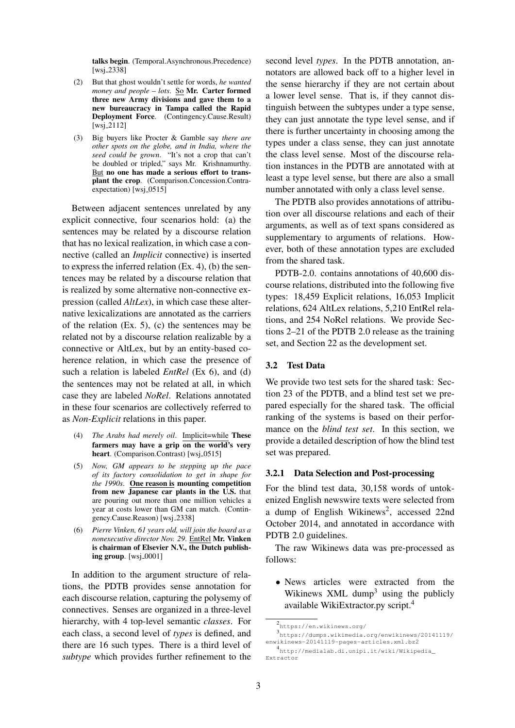**talks begin**. (Temporal.Asynchronous.Precedence) [wsj_2338]

(2) But that ghost wouldn't settle for words, *he wanted money and people – lots*. So **Mr. Carter formed three new Army divisions and gave them to a new bureaucracy in Tampa called the Rapid Deployment Force**. (Contingency.Cause.Result) [wsj_2112]

(3) Big buyers like Procter & Gamble say *there are other spots on the globe, and in India, where the seed could be grown*. "It's not a crop that can't be doubled or tripled," says Mr. Krishnamurthy. But **no one has made a serious effort to transplant the crop**. (Comparison.Concession.Contra-expectation) [wsj_0515]

Between adjacent sentences unrelated by any explicit connective, four scenarios hold: (a) the sentences may be related by a discourse relation that has no lexical realization, in which case a connective (called an *Implicit* connective) is inserted to express the inferred relation (Ex. 4), (b) the sentences may be related by a discourse relation that is realized by some alternative non-connective expression (called *AltLex*), in which case these alternative lexicalizations are annotated as the carriers of the relation (Ex. 5), (c) the sentences may be related not by a discourse relation realizable by a connective or AltLex, but by an entity-based coherence relation, in which case the presence of such a relation is labeled *EntRel* (Ex 6), and (d) the sentences may not be related at all, in which case they are labeled *NoRel*. Relations annotated in these four scenarios are collectively referred to as *Non-Explicit* relations in this paper.

(4) *The Arabs had merely oil*. Implicit=while **These farmers may have a grip on the world's very heart**. (Comparison.Contrast) [wsj_0515]

(5) *Now, GM appears to be stepping up the pace of its factory consolidation to get in shape for the 1990s*. **One reason is mounting competition from new Japanese car plants in the U.S.** that are pouring out more than one million vehicles a year at costs lower than GM can match. (Contingency.Cause.Reason) [wsj_2338]

(6) *Pierre Vinken, 61 years old, will join the board as a nonexecutive director Nov. 29*. EntRel **Mr. Vinken is chairman of Elsevier N.V., the Dutch publishing group**. [wsj_0001]

In addition to the argument structure of relations, the PDTB provides sense annotation for each discourse relation, capturing the polysemy of connectives. Senses are organized in a three-level hierarchy, with 4 top-level semantic *classes*. For each class, a second level of *types* is defined, and there are 16 such types. There is a third level of *subtype* which provides further refinement to the second level *types*. In the PDTB annotation, annotators are allowed back off to a higher level in the sense hierarchy if they are not certain about a lower level sense. That is, if they cannot distinguish between the subtypes under a type sense, they can just annotate the type level sense, and if there is further uncertainty in choosing among the types under a class sense, they can just annotate the class level sense. Most of the discourse relation instances in the PDTB are annotated with at least a type level sense, but there are also a small number annotated with only a class level sense.

The PDTB also provides annotations of attribution over all discourse relations and each of their arguments, as well as of text spans considered as supplementary to arguments of relations. However, both of these annotation types are excluded from the shared task.

PDTB-2.0. contains annotations of 40,600 discourse relations, distributed into the following five types: 18,459 Explicit relations, 16,053 Implicit relations, 624 AltLex relations, 5,210 EntRel relations, and 254 NoRel relations. We provide Sections 2–21 of the PDTB 2.0 release as the training set, and Section 22 as the development set.

### 3.2 Test Data

We provide two test sets for the shared task: Section 23 of the PDTB, and a blind test set we prepared especially for the shared task. The official ranking of the systems is based on their performance on the *blind test set*. In this section, we provide a detailed description of how the blind test set was prepared.

#### 3.2.1 Data Selection and Post-processing

For the blind test data, 30,158 words of untokenized English newswire texts were selected from a dump of English Wikinews[2], accessed 22nd October 2014, and annotated in accordance with PDTB 2.0 guidelines.

The raw Wikinews data was pre-processed as follows:

- News articles were extracted from the Wikinews XML dump[3] using the publicly available WikiExtractor.py script.[4]

[2] https://en.wikinews.org/

[3] https://dumps.wikimedia.org/enwikinews/20141119/enwikinews-20141119-pages-articles.xml.bz2

[4] http://medialab.di.unipi.it/wiki/Wikipedia_Extractor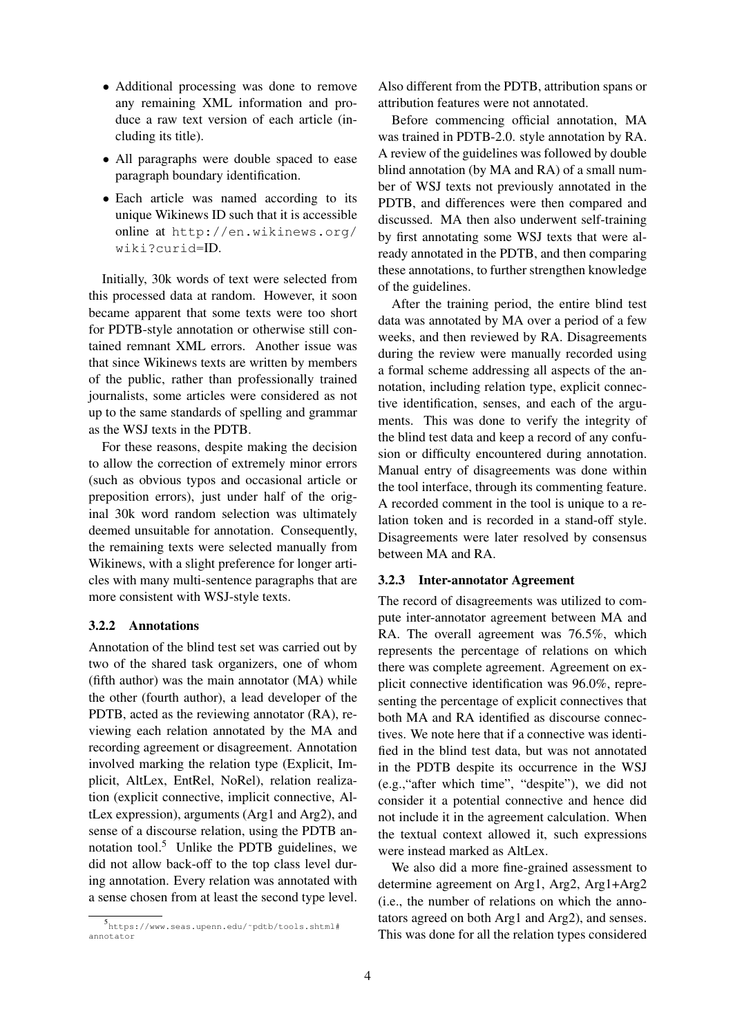- Additional processing was done to remove any remaining XML information and produce a raw text version of each article (including its title).
- All paragraphs were double spaced to ease paragraph boundary identification.
- Each article was named according to its unique Wikinews ID such that it is accessible online at http://en.wikinews.org/wiki?curid=ID.

Initially, 30k words of text were selected from this processed data at random. However, it soon became apparent that some texts were too short for PDTB-style annotation or otherwise still contained remnant XML errors. Another issue was that since Wikinews texts are written by members of the public, rather than professionally trained journalists, some articles were considered as not up to the same standards of spelling and grammar as the WSJ texts in the PDTB.

For these reasons, despite making the decision to allow the correction of extremely minor errors (such as obvious typos and occasional article or preposition errors), just under half of the original 30k word random selection was ultimately deemed unsuitable for annotation. Consequently, the remaining texts were selected manually from Wikinews, with a slight preference for longer articles with many multi-sentence paragraphs that are more consistent with WSJ-style texts.

### 3.2.2 Annotations

Annotation of the blind test set was carried out by two of the shared task organizers, one of whom (fifth author) was the main annotator (MA) while the other (fourth author), a lead developer of the PDTB, acted as the reviewing annotator (RA), reviewing each relation annotated by the MA and recording agreement or disagreement. Annotation involved marking the relation type (Explicit, Implicit, AltLex, EntRel, NoRel), relation realization (explicit connective, implicit connective, AltLex expression), arguments (Arg1 and Arg2), and sense of a discourse relation, using the PDTB annotation tool.[5] Unlike the PDTB guidelines, we did not allow back-off to the top class level during annotation. Every relation was annotated with a sense chosen from at least the second type level.

[5] https://www.seas.upenn.edu/~pdtb/tools.shtml#annotator

Also different from the PDTB, attribution spans or attribution features were not annotated.

Before commencing official annotation, MA was trained in PDTB-2.0. style annotation by RA. A review of the guidelines was followed by double blind annotation (by MA and RA) of a small number of WSJ texts not previously annotated in the PDTB, and differences were then compared and discussed. MA then also underwent self-training by first annotating some WSJ texts that were already annotated in the PDTB, and then comparing these annotations, to further strengthen knowledge of the guidelines.

After the training period, the entire blind test data was annotated by MA over a period of a few weeks, and then reviewed by RA. Disagreements during the review were manually recorded using a formal scheme addressing all aspects of the annotation, including relation type, explicit connective identification, senses, and each of the arguments. This was done to verify the integrity of the blind test data and keep a record of any confusion or difficulty encountered during annotation. Manual entry of disagreements was done within the tool interface, through its commenting feature. A recorded comment in the tool is unique to a relation token and is recorded in a stand-off style. Disagreements were later resolved by consensus between MA and RA.

### 3.2.3 Inter-annotator Agreement

The record of disagreements was utilized to compute inter-annotator agreement between MA and RA. The overall agreement was 76.5%, which represents the percentage of relations on which there was complete agreement. Agreement on explicit connective identification was 96.0%, representing the percentage of explicit connectives that both MA and RA identified as discourse connectives. We note here that if a connective was identified in the blind test data, but was not annotated in the PDTB despite its occurrence in the WSJ (e.g.,"after which time", "despite"), we did not consider it a potential connective and hence did not include it in the agreement calculation. When the textual context allowed it, such expressions were instead marked as AltLex.

We also did a more fine-grained assessment to determine agreement on Arg1, Arg2, Arg1+Arg2 (i.e., the number of relations on which the annotators agreed on both Arg1 and Arg2), and senses. This was done for all the relation types considered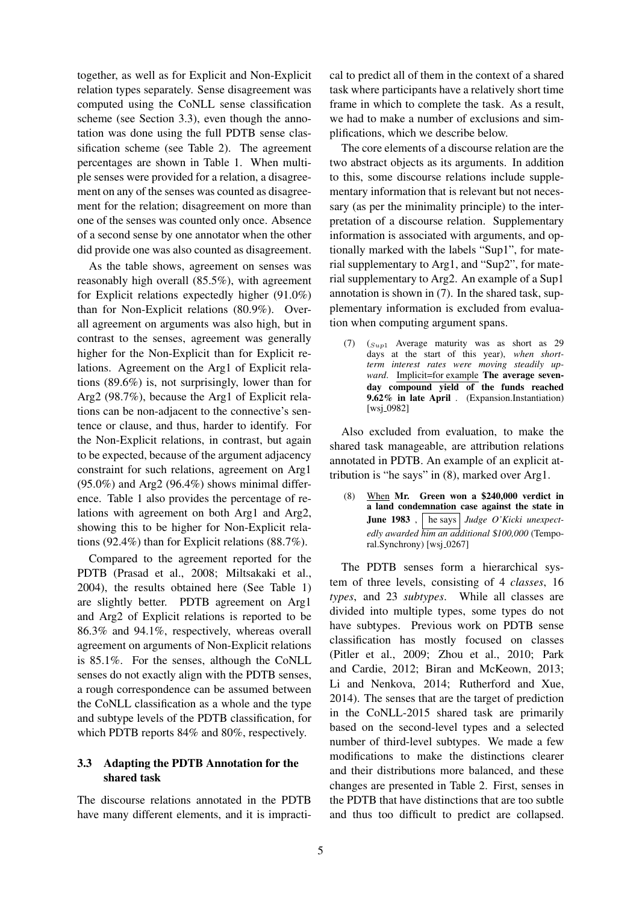together, as well as for Explicit and Non-Explicit relation types separately. Sense disagreement was computed using the CoNLL sense classification scheme (see Section 3.3), even though the annotation was done using the full PDTB sense classification scheme (see Table 2). The agreement percentages are shown in Table 1. When multiple senses were provided for a relation, a disagreement on any of the senses was counted as disagreement for the relation; disagreement on more than one of the senses was counted only once. Absence of a second sense by one annotator when the other did provide one was also counted as disagreement.

As the table shows, agreement on senses was reasonably high overall (85.5%), with agreement for Explicit relations expectedly higher (91.0%) than for Non-Explicit relations (80.9%). Overall agreement on arguments was also high, but in contrast to the senses, agreement was generally higher for the Non-Explicit than for Explicit relations. Agreement on the Arg1 of Explicit relations (89.6%) is, not surprisingly, lower than for Arg2 (98.7%), because the Arg1 of Explicit relations can be non-adjacent to the connective's sentence or clause, and thus, harder to identify. For the Non-Explicit relations, in contrast, but again to be expected, because of the argument adjacency constraint for such relations, agreement on Arg1 (95.0%) and Arg2 (96.4%) shows minimal difference. Table 1 also provides the percentage of relations with agreement on both Arg1 and Arg2, showing this to be higher for Non-Explicit relations (92.4%) than for Explicit relations (88.7%).

Compared to the agreement reported for the PDTB (Prasad et al., 2008; Miltsakaki et al., 2004), the results obtained here (See Table 1) are slightly better. PDTB agreement on Arg1 and Arg2 of Explicit relations is reported to be 86.3% and 94.1%, respectively, whereas overall agreement on arguments of Non-Explicit relations is 85.1%. For the senses, although the CoNLL senses do not exactly align with the PDTB senses, a rough correspondence can be assumed between the CoNLL classification as a whole and the type and subtype levels of the PDTB classification, for which PDTB reports 84% and 80%, respectively.

### 3.3 Adapting the PDTB Annotation for the shared task

The discourse relations annotated in the PDTB have many different elements, and it is impractical to predict all of them in the context of a shared task where participants have a relatively short time frame in which to complete the task. As a result, we had to make a number of exclusions and simplifications, which we describe below.

The core elements of a discourse relation are the two abstract objects as its arguments. In addition to this, some discourse relations include supplementary information that is relevant but not necessary (as per the minimality principle) to the interpretation of a discourse relation. Supplementary information is associated with arguments, and optionally marked with the labels "Sup1", for material supplementary to Arg1, and "Sup2", for material supplementary to Arg2. An example of a Sup1 annotation is shown in (7). In the shared task, supplementary information is excluded from evaluation when computing argument spans.

(7) ($_{Sup1}$ Average maturity was as short as 29 days at the start of this year), *when short-term interest rates were moving steadily upward*. Implicit=for example **The average seven-day compound yield of the funds reached 9.62% in late April** . (Expansion.Instantiation) [wsj_0982]

Also excluded from evaluation, to make the shared task manageable, are attribution relations annotated in PDTB. An example of an explicit attribution is "he says" in (8), marked over Arg1.

(8) When **Mr. Green won a $240,000 verdict in a land condemnation case against the state in June 1983** , he says *Judge O'Kicki unexpectedly awarded him an additional $100,000* (Temporal.Synchrony) [wsj_0267]

The PDTB senses form a hierarchical system of three levels, consisting of 4 *classes*, 16 *types*, and 23 *subtypes*. While all classes are divided into multiple types, some types do not have subtypes. Previous work on PDTB sense classification has mostly focused on classes (Pitler et al., 2009; Zhou et al., 2010; Park and Cardie, 2012; Biran and McKeown, 2013; Li and Nenkova, 2014; Rutherford and Xue, 2014). The senses that are the target of prediction in the CoNLL-2015 shared task are primarily based on the second-level types and a selected number of third-level subtypes. We made a few modifications to make the distinctions clearer and their distributions more balanced, and these changes are presented in Table 2. First, senses in the PDTB that have distinctions that are too subtle and thus too difficult to predict are collapsed.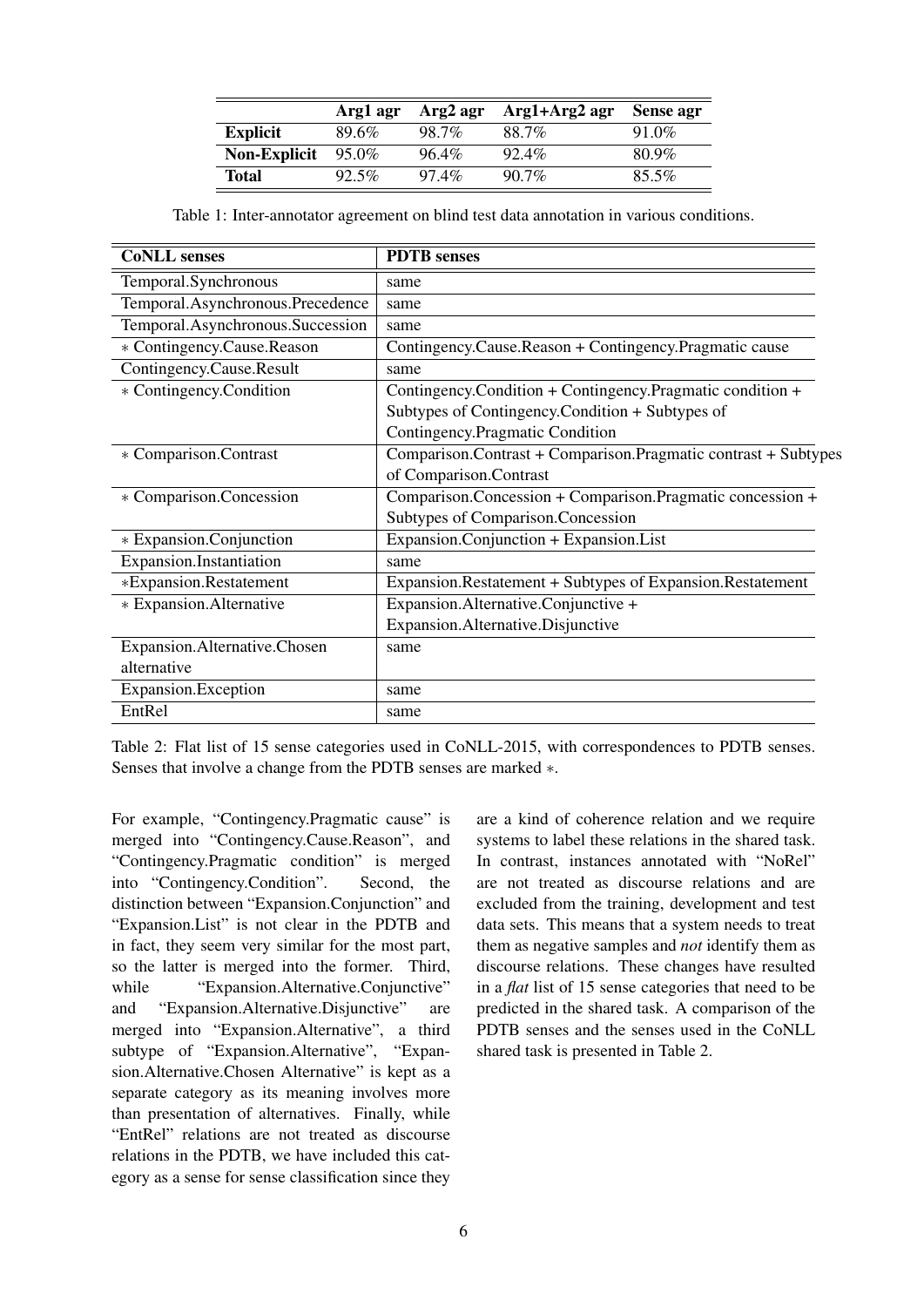|  | Arg1 agr | Arg2 agr | Arg1+Arg2 agr | Sense agr |
|---|---|---|---|---|
| **Explicit** | 89.6% | 98.7% | 88.7% | 91.0% |
| **Non-Explicit** | 95.0% | 96.4% | 92.4% | 80.9% |
| **Total** | 92.5% | 97.4% | 90.7% | 85.5% |

Table 1: Inter-annotator agreement on blind test data annotation in various conditions.

| **CoNLL senses** | **PDTB senses** |
|---|---|
| Temporal.Synchronous | same |
| Temporal.Asynchronous.Precedence | same |
| Temporal.Asynchronous.Succession | same |
| ∗ Contingency.Cause.Reason | Contingency.Cause.Reason + Contingency.Pragmatic cause |
| Contingency.Cause.Result | same |
| ∗ Contingency.Condition | Contingency.Condition + Contingency.Pragmatic condition + Subtypes of Contingency.Condition + Subtypes of Contingency.Pragmatic Condition |
| ∗ Comparison.Contrast | Comparison.Contrast + Comparison.Pragmatic contrast + Subtypes of Comparison.Contrast |
| ∗ Comparison.Concession | Comparison.Concession + Comparison.Pragmatic concession + Subtypes of Comparison.Concession |
| ∗ Expansion.Conjunction | Expansion.Conjunction + Expansion.List |
| Expansion.Instantiation | same |
| ∗Expansion.Restatement | Expansion.Restatement + Subtypes of Expansion.Restatement |
| ∗ Expansion.Alternative | Expansion.Alternative.Conjunctive + Expansion.Alternative.Disjunctive |
| Expansion.Alternative.Chosen alternative | same |
| Expansion.Exception | same |
| EntRel | same |

Table 2: Flat list of 15 sense categories used in CoNLL-2015, with correspondences to PDTB senses. Senses that involve a change from the PDTB senses are marked ∗.

For example, "Contingency.Pragmatic cause" is merged into "Contingency.Cause.Reason", and "Contingency.Pragmatic condition" is merged into "Contingency.Condition". Second, the distinction between "Expansion.Conjunction" and "Expansion.List" is not clear in the PDTB and in fact, they seem very similar for the most part, so the latter is merged into the former. Third, while "Expansion.Alternative.Conjunctive" and "Expansion.Alternative.Disjunctive" are merged into "Expansion.Alternative", a third subtype of "Expansion.Alternative", "Expansion.Alternative.Chosen Alternative" is kept as a separate category as its meaning involves more than presentation of alternatives. Finally, while "EntRel" relations are not treated as discourse relations in the PDTB, we have included this category as a sense for sense classification since they are a kind of coherence relation and we require systems to label these relations in the shared task. In contrast, instances annotated with "NoRel" are not treated as discourse relations and are excluded from the training, development and test data sets. This means that a system needs to treat them as negative samples and *not* identify them as discourse relations. These changes have resulted in a *flat* list of 15 sense categories that need to be predicted in the shared task. A comparison of the PDTB senses and the senses used in the CoNLL shared task is presented in Table 2.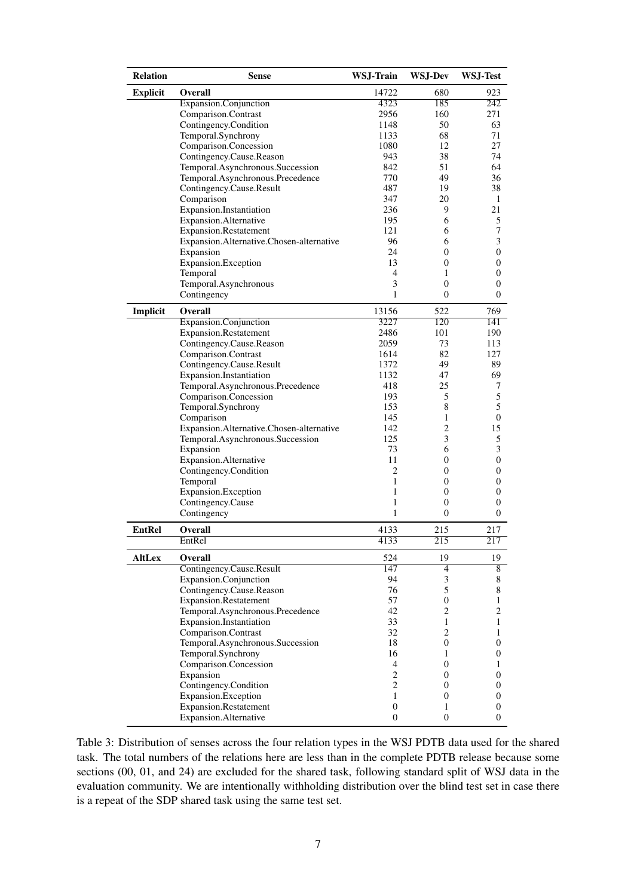| Relation | Sense | WSJ-Train | WSJ-Dev | WSJ-Test |
|---|---|---|---|---|
| **Explicit** | **Overall** | 14722 | 680 | 923 |
| | Expansion.Conjunction | 4323 | 185 | 242 |
| | Comparison.Contrast | 2956 | 160 | 271 |
| | Contingency.Condition | 1148 | 50 | 63 |
| | Temporal.Synchrony | 1133 | 68 | 71 |
| | Comparison.Concession | 1080 | 12 | 27 |
| | Contingency.Cause.Reason | 943 | 38 | 74 |
| | Temporal.Asynchronous.Succession | 842 | 51 | 64 |
| | Temporal.Asynchronous.Precedence | 770 | 49 | 36 |
| | Contingency.Cause.Result | 487 | 19 | 38 |
| | Comparison | 347 | 20 | 1 |
| | Expansion.Instantiation | 236 | 9 | 21 |
| | Expansion.Alternative | 195 | 6 | 5 |
| | Expansion.Restatement | 121 | 6 | 7 |
| | Expansion.Alternative.Chosen-alternative | 96 | 6 | 3 |
| | Expansion | 24 | 0 | 0 |
| | Expansion.Exception | 13 | 0 | 0 |
| | Temporal | 4 | 1 | 0 |
| | Temporal.Asynchronous | 3 | 0 | 0 |
| | Contingency | 1 | 0 | 0 |
| **Implicit** | **Overall** | 13156 | 522 | 769 |
| | Expansion.Conjunction | 3227 | 120 | 141 |
| | Expansion.Restatement | 2486 | 101 | 190 |
| | Contingency.Cause.Reason | 2059 | 73 | 113 |
| | Comparison.Contrast | 1614 | 82 | 127 |
| | Contingency.Cause.Result | 1372 | 49 | 89 |
| | Expansion.Instantiation | 1132 | 47 | 69 |
| | Temporal.Asynchronous.Precedence | 418 | 25 | 7 |
| | Comparison.Concession | 193 | 5 | 5 |
| | Temporal.Synchrony | 153 | 8 | 5 |
| | Comparison | 145 | 1 | 0 |
| | Expansion.Alternative.Chosen-alternative | 142 | 2 | 15 |
| | Temporal.Asynchronous.Succession | 125 | 3 | 5 |
| | Expansion | 73 | 6 | 3 |
| | Expansion.Alternative | 11 | 0 | 0 |
| | Contingency.Condition | 2 | 0 | 0 |
| | Temporal | 1 | 0 | 0 |
| | Expansion.Exception | 1 | 0 | 0 |
| | Contingency.Cause | 1 | 0 | 0 |
| | Contingency | 1 | 0 | 0 |
| **EntRel** | **Overall** | 4133 | 215 | 217 |
| | EntRel | 4133 | 215 | 217 |
| **AltLex** | **Overall** | 524 | 19 | 19 |
| | Contingency.Cause.Result | 147 | 4 | 8 |
| | Expansion.Conjunction | 94 | 3 | 8 |
| | Contingency.Cause.Reason | 76 | 5 | 8 |
| | Expansion.Restatement | 57 | 0 | 1 |
| | Temporal.Asynchronous.Precedence | 42 | 2 | 2 |
| | Expansion.Instantiation | 33 | 1 | 1 |
| | Comparison.Contrast | 32 | 2 | 1 |
| | Temporal.Asynchronous.Succession | 18 | 0 | 0 |
| | Temporal.Synchrony | 16 | 1 | 0 |
| | Comparison.Concession | 4 | 0 | 1 |
| | Expansion | 2 | 0 | 0 |
| | Contingency.Condition | 2 | 0 | 0 |
| | Expansion.Exception | 1 | 0 | 0 |
| | Expansion.Restatement | 0 | 1 | 0 |
| | Expansion.Alternative | 0 | 0 | 0 |

Table 3: Distribution of senses across the four relation types in the WSJ PDTB data used for the shared task. The total numbers of the relations here are less than in the complete PDTB release because some sections (00, 01, and 24) are excluded for the shared task, following standard split of WSJ data in the evaluation community. We are intentionally withholding distribution over the blind test set in case there is a repeat of the SDP shared task using the same test set.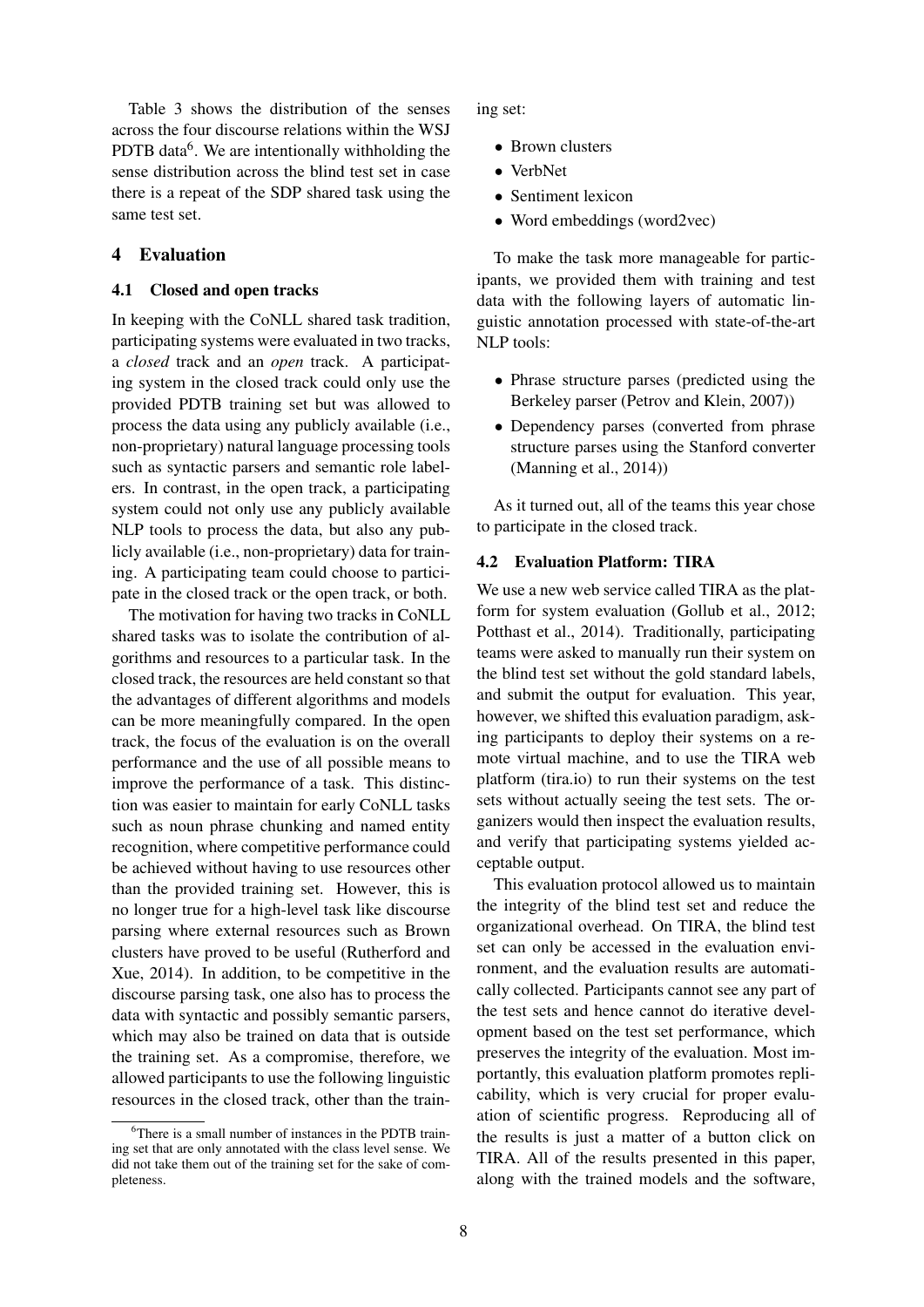Table 3 shows the distribution of the senses across the four discourse relations within the WSJ PDTB data[6]. We are intentionally withholding the sense distribution across the blind test set in case there is a repeat of the SDP shared task using the same test set.

## 4 Evaluation

### 4.1 Closed and open tracks

In keeping with the CoNLL shared task tradition, participating systems were evaluated in two tracks, a *closed* track and an *open* track. A participating system in the closed track could only use the provided PDTB training set but was allowed to process the data using any publicly available (i.e., non-proprietary) natural language processing tools such as syntactic parsers and semantic role labelers. In contrast, in the open track, a participating system could not only use any publicly available NLP tools to process the data, but also any publicly available (i.e., non-proprietary) data for training. A participating team could choose to participate in the closed track or the open track, or both.

The motivation for having two tracks in CoNLL shared tasks was to isolate the contribution of algorithms and resources to a particular task. In the closed track, the resources are held constant so that the advantages of different algorithms and models can be more meaningfully compared. In the open track, the focus of the evaluation is on the overall performance and the use of all possible means to improve the performance of a task. This distinction was easier to maintain for early CoNLL tasks such as noun phrase chunking and named entity recognition, where competitive performance could be achieved without having to use resources other than the provided training set. However, this is no longer true for a high-level task like discourse parsing where external resources such as Brown clusters have proved to be useful (Rutherford and Xue, 2014). In addition, to be competitive in the discourse parsing task, one also has to process the data with syntactic and possibly semantic parsers, which may also be trained on data that is outside the training set. As a compromise, therefore, we allowed participants to use the following linguistic resources in the closed track, other than the training set:

- Brown clusters
- VerbNet
- Sentiment lexicon
- Word embeddings (word2vec)

To make the task more manageable for participants, we provided them with training and test data with the following layers of automatic linguistic annotation processed with state-of-the-art NLP tools:

- Phrase structure parses (predicted using the Berkeley parser (Petrov and Klein, 2007))
- Dependency parses (converted from phrase structure parses using the Stanford converter (Manning et al., 2014))

As it turned out, all of the teams this year chose to participate in the closed track.

### 4.2 Evaluation Platform: TIRA

We use a new web service called TIRA as the platform for system evaluation (Gollub et al., 2012; Potthast et al., 2014). Traditionally, participating teams were asked to manually run their system on the blind test set without the gold standard labels, and submit the output for evaluation. This year, however, we shifted this evaluation paradigm, asking participants to deploy their systems on a remote virtual machine, and to use the TIRA web platform (tira.io) to run their systems on the test sets without actually seeing the test sets. The organizers would then inspect the evaluation results, and verify that participating systems yielded acceptable output.

This evaluation protocol allowed us to maintain the integrity of the blind test set and reduce the organizational overhead. On TIRA, the blind test set can only be accessed in the evaluation environment, and the evaluation results are automatically collected. Participants cannot see any part of the test sets and hence cannot do iterative development based on the test set performance, which preserves the integrity of the evaluation. Most importantly, this evaluation platform promotes replicability, which is very crucial for proper evaluation of scientific progress. Reproducing all of the results is just a matter of a button click on TIRA. All of the results presented in this paper, along with the trained models and the software,

[6]There is a small number of instances in the PDTB training set that are only annotated with the class level sense. We did not take them out of the training set for the sake of completeness.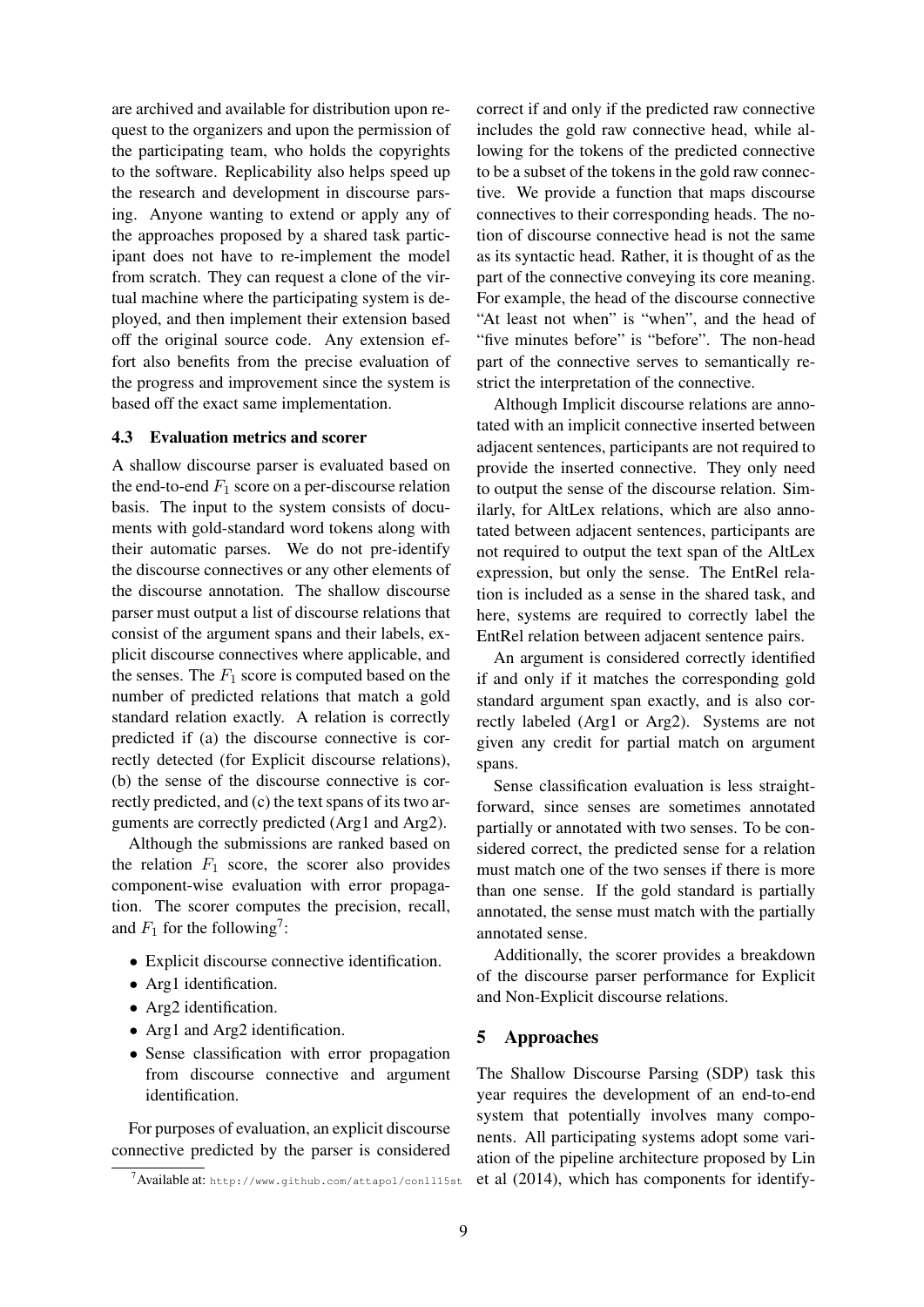are archived and available for distribution upon request to the organizers and upon the permission of the participating team, who holds the copyrights to the software. Replicability also helps speed up the research and development in discourse parsing. Anyone wanting to extend or apply any of the approaches proposed by a shared task participant does not have to re-implement the model from scratch. They can request a clone of the virtual machine where the participating system is deployed, and then implement their extension based off the original source code. Any extension effort also benefits from the precise evaluation of the progress and improvement since the system is based off the exact same implementation.

### 4.3 Evaluation metrics and scorer

A shallow discourse parser is evaluated based on the end-to-end $F_1$ score on a per-discourse relation basis. The input to the system consists of documents with gold-standard word tokens along with their automatic parses. We do not pre-identify the discourse connectives or any other elements of the discourse annotation. The shallow discourse parser must output a list of discourse relations that consist of the argument spans and their labels, explicit discourse connectives where applicable, and the senses. The $F_1$ score is computed based on the number of predicted relations that match a gold standard relation exactly. A relation is correctly predicted if (a) the discourse connective is correctly detected (for Explicit discourse relations), (b) the sense of the discourse connective is correctly predicted, and (c) the text spans of its two arguments are correctly predicted (Arg1 and Arg2).

Although the submissions are ranked based on the relation $F_1$ score, the scorer also provides component-wise evaluation with error propagation. The scorer computes the precision, recall, and $F_1$ for the following[7]:

- Explicit discourse connective identification.
- Arg1 identification.
- Arg2 identification.
- Arg1 and Arg2 identification.
- Sense classification with error propagation from discourse connective and argument identification.

For purposes of evaluation, an explicit discourse connective predicted by the parser is considered correct if and only if the predicted raw connective includes the gold raw connective head, while allowing for the tokens of the predicted connective to be a subset of the tokens in the gold raw connective. We provide a function that maps discourse connectives to their corresponding heads. The notion of discourse connective head is not the same as its syntactic head. Rather, it is thought of as the part of the connective conveying its core meaning. For example, the head of the discourse connective "At least not when" is "when", and the head of "five minutes before" is "before". The non-head part of the connective serves to semantically restrict the interpretation of the connective.

Although Implicit discourse relations are annotated with an implicit connective inserted between adjacent sentences, participants are not required to provide the inserted connective. They only need to output the sense of the discourse relation. Similarly, for AltLex relations, which are also annotated between adjacent sentences, participants are not required to output the text span of the AltLex expression, but only the sense. The EntRel relation is included as a sense in the shared task, and here, systems are required to correctly label the EntRel relation between adjacent sentence pairs.

An argument is considered correctly identified if and only if it matches the corresponding gold standard argument span exactly, and is also correctly labeled (Arg1 or Arg2). Systems are not given any credit for partial match on argument spans.

Sense classification evaluation is less straightforward, since senses are sometimes annotated partially or annotated with two senses. To be considered correct, the predicted sense for a relation must match one of the two senses if there is more than one sense. If the gold standard is partially annotated, the sense must match with the partially annotated sense.

Additionally, the scorer provides a breakdown of the discourse parser performance for Explicit and Non-Explicit discourse relations.

## 5 Approaches

The Shallow Discourse Parsing (SDP) task this year requires the development of an end-to-end system that potentially involves many components. All participating systems adopt some variation of the pipeline architecture proposed by Lin et al (2014), which has components for identify-

[7] Available at: http://www.github.com/attapol/conll15st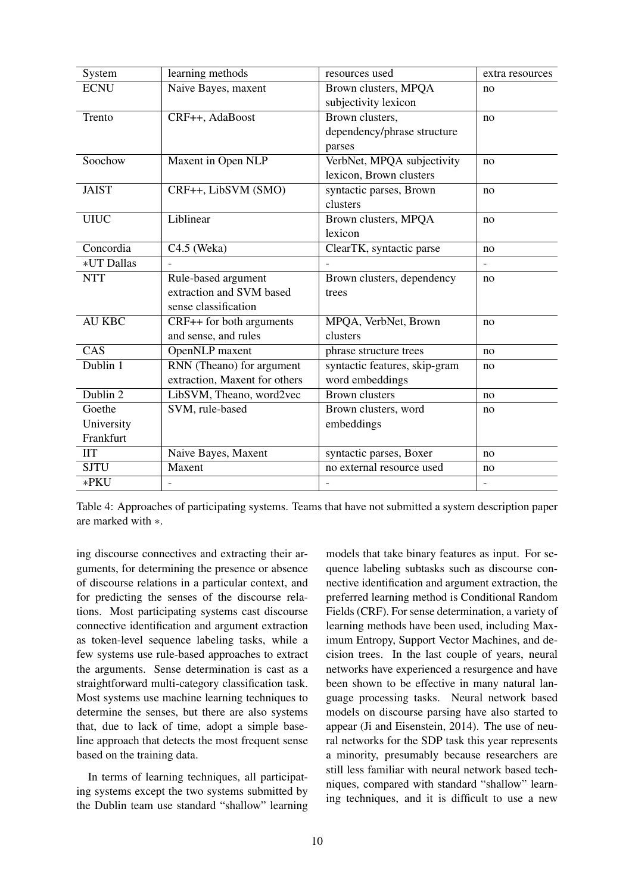| System | learning methods | resources used | extra resources |
|---|---|---|---|
| ECNU | Naive Bayes, maxent | Brown clusters, MPQA subjectivity lexicon | no |
| Trento | CRF++, AdaBoost | Brown clusters, dependency/phrase structure parses | no |
| Soochow | Maxent in Open NLP | VerbNet, MPQA subjectivity lexicon, Brown clusters | no |
| JAIST | CRF++, LibSVM (SMO) | syntactic parses, Brown clusters | no |
| UIUC | Liblinear | Brown clusters, MPQA lexicon | no |
| Concordia | C4.5 (Weka) | ClearTK, syntactic parse | no |
| ∗UT Dallas | - | - | - |
| NTT | Rule-based argument extraction and SVM based sense classification | Brown clusters, dependency trees | no |
| AU KBC | CRF++ for both arguments and sense, and rules | MPQA, VerbNet, Brown clusters | no |
| CAS | OpenNLP maxent | phrase structure trees | no |
| Dublin 1 | RNN (Theano) for argument extraction, Maxent for others | syntactic features, skip-gram word embeddings | no |
| Dublin 2 | LibSVM, Theano, word2vec | Brown clusters | no |
| Goethe University Frankfurt | SVM, rule-based | Brown clusters, word embeddings | no |
| IIT | Naive Bayes, Maxent | syntactic parses, Boxer | no |
| SJTU | Maxent | no external resource used | no |
| ∗PKU | - | - | - |

Table 4: Approaches of participating systems. Teams that have not submitted a system description paper are marked with ∗.

ing discourse connectives and extracting their arguments, for determining the presence or absence of discourse relations in a particular context, and for predicting the senses of the discourse relations. Most participating systems cast discourse connective identification and argument extraction as token-level sequence labeling tasks, while a few systems use rule-based approaches to extract the arguments. Sense determination is cast as a straightforward multi-category classification task. Most systems use machine learning techniques to determine the senses, but there are also systems that, due to lack of time, adopt a simple baseline approach that detects the most frequent sense based on the training data.

In terms of learning techniques, all participating systems except the two systems submitted by the Dublin team use standard "shallow" learning models that take binary features as input. For sequence labeling subtasks such as discourse connective identification and argument extraction, the preferred learning method is Conditional Random Fields (CRF). For sense determination, a variety of learning methods have been used, including Maximum Entropy, Support Vector Machines, and decision trees. In the last couple of years, neural networks have experienced a resurgence and have been shown to be effective in many natural language processing tasks. Neural network based models on discourse parsing have also started to appear (Ji and Eisenstein, 2014). The use of neural networks for the SDP task this year represents a minority, presumably because researchers are still less familiar with neural network based techniques, compared with standard "shallow" learning techniques, and it is difficult to use a new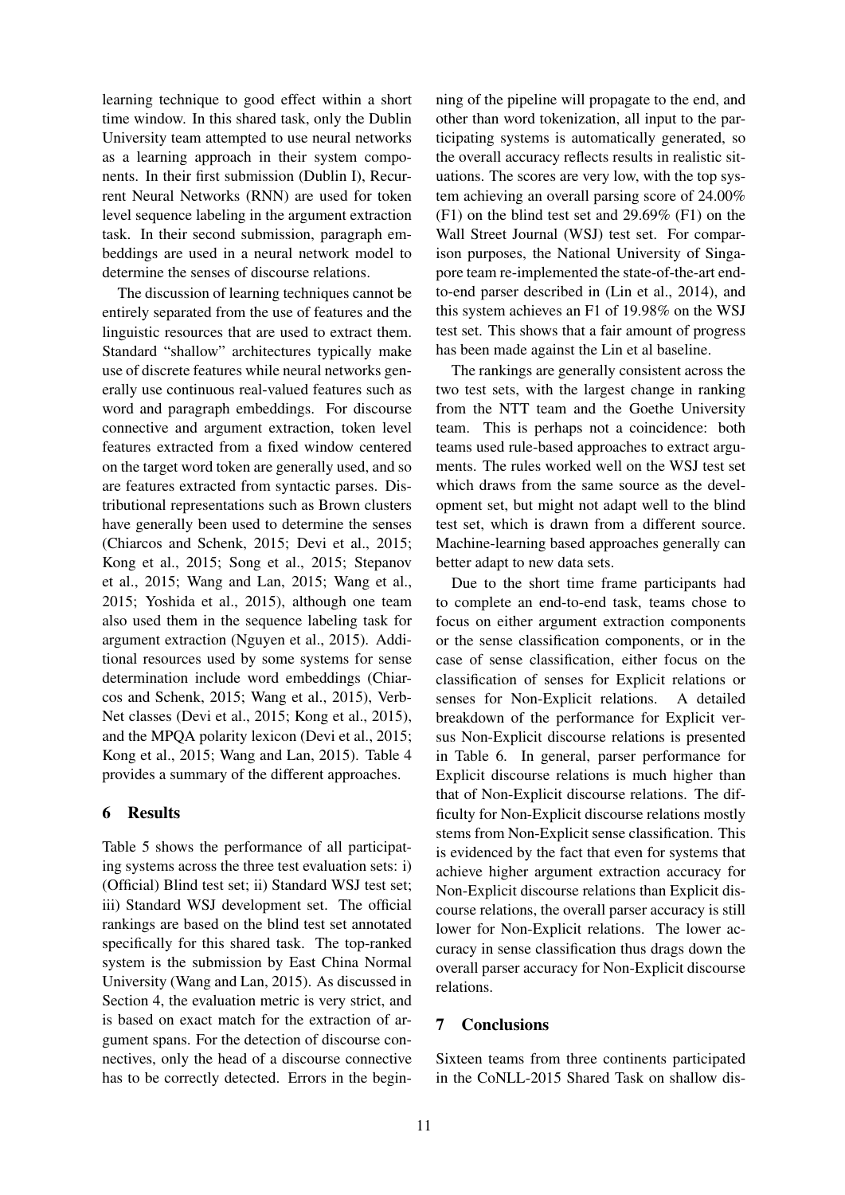learning technique to good effect within a short time window. In this shared task, only the Dublin University team attempted to use neural networks as a learning approach in their system components. In their first submission (Dublin I), Recurrent Neural Networks (RNN) are used for token level sequence labeling in the argument extraction task. In their second submission, paragraph embeddings are used in a neural network model to determine the senses of discourse relations.

The discussion of learning techniques cannot be entirely separated from the use of features and the linguistic resources that are used to extract them. Standard "shallow" architectures typically make use of discrete features while neural networks generally use continuous real-valued features such as word and paragraph embeddings. For discourse connective and argument extraction, token level features extracted from a fixed window centered on the target word token are generally used, and so are features extracted from syntactic parses. Distributional representations such as Brown clusters have generally been used to determine the senses (Chiarcos and Schenk, 2015; Devi et al., 2015; Kong et al., 2015; Song et al., 2015; Stepanov et al., 2015; Wang and Lan, 2015; Wang et al., 2015; Yoshida et al., 2015), although one team also used them in the sequence labeling task for argument extraction (Nguyen et al., 2015). Additional resources used by some systems for sense determination include word embeddings (Chiarcos and Schenk, 2015; Wang et al., 2015), VerbNet classes (Devi et al., 2015; Kong et al., 2015), and the MPQA polarity lexicon (Devi et al., 2015; Kong et al., 2015; Wang and Lan, 2015). Table 4 provides a summary of the different approaches.

## 6 Results

Table 5 shows the performance of all participating systems across the three test evaluation sets: i) (Official) Blind test set; ii) Standard WSJ test set; iii) Standard WSJ development set. The official rankings are based on the blind test set annotated specifically for this shared task. The top-ranked system is the submission by East China Normal University (Wang and Lan, 2015). As discussed in Section 4, the evaluation metric is very strict, and is based on exact match for the extraction of argument spans. For the detection of discourse connectives, only the head of a discourse connective has to be correctly detected. Errors in the beginning of the pipeline will propagate to the end, and other than word tokenization, all input to the participating systems is automatically generated, so the overall accuracy reflects results in realistic situations. The scores are very low, with the top system achieving an overall parsing score of 24.00% (F1) on the blind test set and 29.69% (F1) on the Wall Street Journal (WSJ) test set. For comparison purposes, the National University of Singapore team re-implemented the state-of-the-art end-to-end parser described in (Lin et al., 2014), and this system achieves an F1 of 19.98% on the WSJ test set. This shows that a fair amount of progress has been made against the Lin et al baseline.

The rankings are generally consistent across the two test sets, with the largest change in ranking from the NTT team and the Goethe University team. This is perhaps not a coincidence: both teams used rule-based approaches to extract arguments. The rules worked well on the WSJ test set which draws from the same source as the development set, but might not adapt well to the blind test set, which is drawn from a different source. Machine-learning based approaches generally can better adapt to new data sets.

Due to the short time frame participants had to complete an end-to-end task, teams chose to focus on either argument extraction components or the sense classification components, or in the case of sense classification, either focus on the classification of senses for Explicit relations or senses for Non-Explicit relations. A detailed breakdown of the performance for Explicit versus Non-Explicit discourse relations is presented in Table 6. In general, parser performance for Explicit discourse relations is much higher than that of Non-Explicit discourse relations. The difficulty for Non-Explicit discourse relations mostly stems from Non-Explicit sense classification. This is evidenced by the fact that even for systems that achieve higher argument extraction accuracy for Non-Explicit discourse relations than Explicit discourse relations, the overall parser accuracy is still lower for Non-Explicit relations. The lower accuracy in sense classification thus drags down the overall parser accuracy for Non-Explicit discourse relations.

## 7 Conclusions

Sixteen teams from three continents participated in the CoNLL-2015 Shared Task on shallow dis-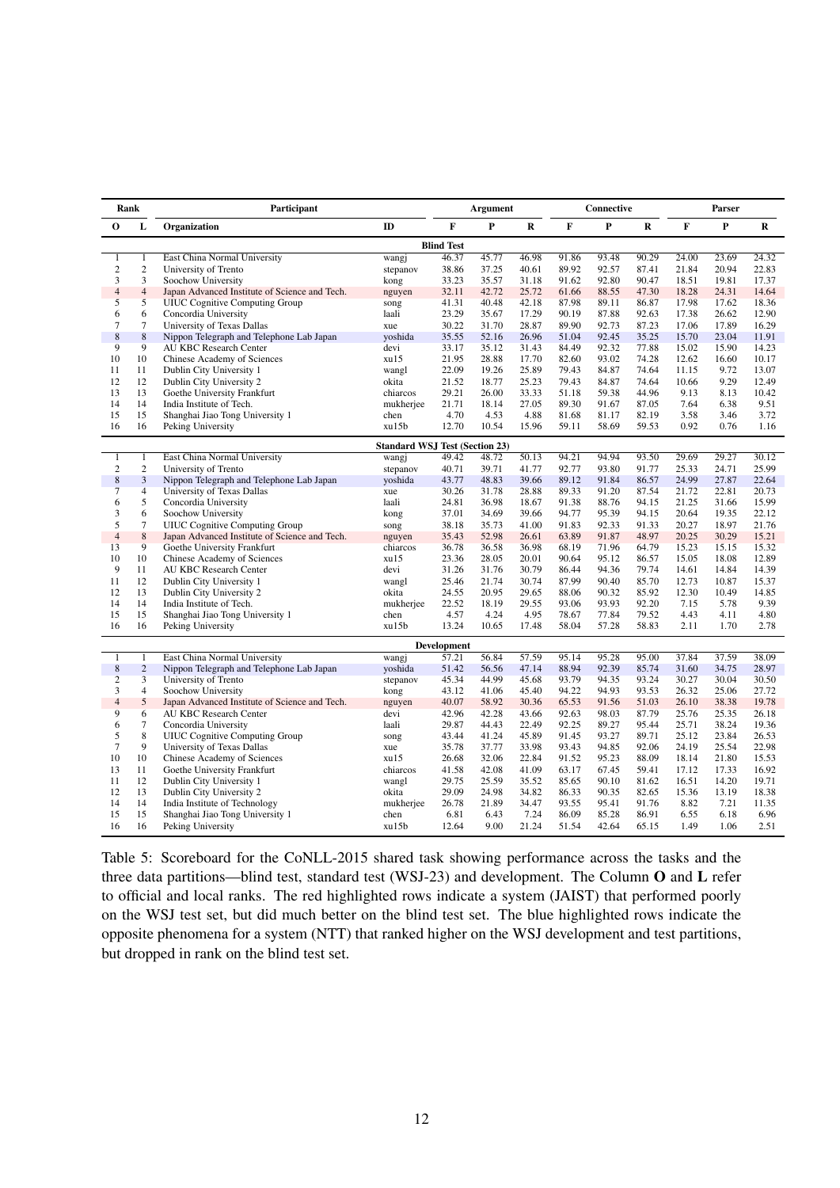| Rank | | Participant | | Argument | | | Connective | | | Parser | | |
|---|---|---|---|---|---|---|---|---|---|---|---|---|
| **O** | **L** | **Organization** | **ID** | **F** | **P** | **R** | **F** | **P** | **R** | **F** | **P** | **R** |
| | | | **Blind Test** | | | | | | | | | |
| 1 | 1 | East China Normal University | wangj | 46.37 | 45.77 | 46.98 | 91.86 | 93.48 | 90.29 | 24.00 | 23.69 | 24.32 |
| 2 | 2 | University of Trento | stepanov | 38.86 | 37.25 | 40.61 | 89.92 | 92.57 | 87.41 | 21.84 | 20.94 | 22.83 |
| 3 | 3 | Soochow University | kong | 33.23 | 35.57 | 31.18 | 91.62 | 92.80 | 90.47 | 18.51 | 19.81 | 17.37 |
| 4 | 4 | Japan Advanced Institute of Science and Tech. | nguyen | 32.11 | 42.72 | 25.72 | 61.66 | 88.55 | 47.30 | 18.28 | 24.31 | 14.64 |
| 5 | 5 | UIUC Cognitive Computing Group | song | 41.31 | 40.48 | 42.18 | 87.98 | 89.11 | 86.87 | 17.98 | 17.62 | 18.36 |
| 6 | 6 | Concordia University | laali | 23.29 | 35.67 | 17.29 | 90.19 | 87.88 | 92.63 | 17.38 | 26.62 | 12.90 |
| 7 | 7 | University of Texas Dallas | xue | 30.22 | 31.70 | 28.87 | 89.90 | 92.73 | 87.23 | 17.06 | 17.89 | 16.29 |
| 8 | 8 | Nippon Telegraph and Telephone Lab Japan | yoshida | 35.55 | 52.16 | 26.96 | 51.04 | 92.45 | 35.25 | 15.70 | 23.04 | 11.91 |
| 9 | 9 | AU KBC Research Center | devi | 33.17 | 35.12 | 31.43 | 84.49 | 92.32 | 77.88 | 15.02 | 15.90 | 14.23 |
| 10 | 10 | Chinese Academy of Sciences | xu15 | 21.95 | 28.88 | 17.70 | 82.60 | 93.02 | 74.28 | 12.62 | 16.60 | 10.17 |
| 11 | 11 | Dublin City University 1 | wangl | 22.09 | 19.26 | 25.89 | 79.43 | 84.87 | 74.64 | 11.15 | 9.72 | 13.07 |
| 12 | 12 | Dublin City University 2 | okita | 21.52 | 18.77 | 25.23 | 79.43 | 84.87 | 74.64 | 10.66 | 9.29 | 12.49 |
| 13 | 13 | Goethe University Frankfurt | chiarcos | 29.21 | 26.00 | 33.33 | 51.18 | 59.38 | 44.96 | 9.13 | 8.13 | 10.42 |
| 14 | 14 | India Institute of Tech. | mukherjee | 21.71 | 18.14 | 27.05 | 89.30 | 91.67 | 87.05 | 7.64 | 6.38 | 9.51 |
| 15 | 15 | Shanghai Jiao Tong University 1 | chen | 4.70 | 4.53 | 4.88 | 81.68 | 81.17 | 82.19 | 3.58 | 3.46 | 3.72 |
| 16 | 16 | Peking University | xu15b | 12.70 | 10.54 | 15.96 | 59.11 | 58.69 | 59.53 | 0.92 | 0.76 | 1.16 |
| | | | **Standard WSJ Test (Section 23)** | | | | | | | | | |
| 1 | 1 | East China Normal University | wangj | 49.42 | 48.72 | 50.13 | 94.21 | 94.94 | 93.50 | 29.69 | 29.27 | 30.12 |
| 2 | 2 | University of Trento | stepanov | 40.71 | 39.71 | 41.77 | 92.77 | 93.80 | 91.77 | 25.33 | 24.71 | 25.99 |
| 8 | 3 | Nippon Telegraph and Telephone Lab Japan | yoshida | 43.77 | 48.83 | 39.66 | 89.12 | 91.84 | 86.57 | 24.99 | 27.87 | 22.64 |
| 7 | 4 | University of Texas Dallas | xue | 30.26 | 31.78 | 28.88 | 89.33 | 91.20 | 87.54 | 21.72 | 22.81 | 20.73 |
| 6 | 5 | Concordia University | laali | 24.81 | 36.98 | 18.67 | 91.38 | 88.76 | 94.15 | 21.25 | 31.66 | 15.99 |
| 3 | 6 | Soochow University | kong | 37.01 | 34.69 | 39.66 | 94.77 | 95.39 | 94.15 | 20.64 | 19.35 | 22.12 |
| 5 | 7 | UIUC Cognitive Computing Group | song | 38.18 | 35.73 | 41.00 | 91.83 | 92.33 | 91.33 | 20.27 | 18.97 | 21.76 |
| 4 | 8 | Japan Advanced Institute of Science and Tech. | nguyen | 35.43 | 52.98 | 26.61 | 63.89 | 91.87 | 48.97 | 20.25 | 30.29 | 15.21 |
| 13 | 9 | Goethe University Frankfurt | chiarcos | 36.78 | 36.58 | 36.98 | 68.19 | 71.96 | 64.79 | 15.23 | 15.15 | 15.32 |
| 10 | 10 | Chinese Academy of Sciences | xu15 | 23.36 | 28.05 | 20.01 | 90.64 | 95.12 | 86.57 | 15.05 | 18.08 | 12.89 |
| 9 | 11 | AU KBC Research Center | devi | 31.26 | 31.76 | 30.79 | 86.44 | 94.36 | 79.74 | 14.61 | 14.84 | 14.39 |
| 11 | 12 | Dublin City University 1 | wangl | 25.46 | 21.74 | 30.74 | 87.99 | 90.40 | 85.70 | 12.73 | 10.87 | 15.37 |
| 12 | 13 | Dublin City University 2 | okita | 24.55 | 20.95 | 29.65 | 88.06 | 90.32 | 85.92 | 12.30 | 10.49 | 14.85 |
| 14 | 14 | India Institute of Tech. | mukherjee | 22.52 | 18.19 | 29.55 | 93.06 | 93.93 | 92.20 | 7.15 | 5.78 | 9.39 |
| 15 | 15 | Shanghai Jiao Tong University 1 | chen | 4.57 | 4.24 | 4.95 | 78.67 | 77.84 | 79.52 | 4.43 | 4.11 | 4.80 |
| 16 | 16 | Peking University | xu15b | 13.24 | 10.65 | 17.48 | 58.04 | 57.28 | 58.83 | 2.11 | 1.70 | 2.78 |
| | | | **Development** | | | | | | | | | |
| 1 | 1 | East China Normal University | wangj | 57.21 | 56.84 | 57.59 | 95.14 | 95.28 | 95.00 | 37.84 | 37.59 | 38.09 |
| 8 | 2 | Nippon Telegraph and Telephone Lab Japan | yoshida | 51.42 | 56.56 | 47.14 | 88.94 | 92.39 | 85.74 | 31.60 | 34.75 | 28.97 |
| 2 | 3 | University of Trento | stepanov | 45.34 | 44.99 | 45.68 | 93.79 | 94.35 | 93.24 | 30.27 | 30.04 | 30.50 |
| 3 | 4 | Soochow University | kong | 43.12 | 41.06 | 45.40 | 94.22 | 94.93 | 93.53 | 26.32 | 25.06 | 27.72 |
| 4 | 5 | Japan Advanced Institute of Science and Tech. | nguyen | 40.07 | 58.92 | 30.36 | 65.53 | 91.56 | 51.03 | 26.10 | 38.38 | 19.78 |
| 9 | 6 | AU KBC Research Center | devi | 42.96 | 42.28 | 43.66 | 92.63 | 98.03 | 87.79 | 25.76 | 25.35 | 26.18 |
| 6 | 7 | Concordia University | laali | 29.87 | 44.43 | 22.49 | 92.25 | 89.27 | 95.44 | 25.71 | 38.24 | 19.36 |
| 5 | 8 | UIUC Cognitive Computing Group | song | 43.44 | 41.24 | 45.89 | 91.45 | 93.27 | 89.71 | 25.12 | 23.84 | 26.53 |
| 7 | 9 | University of Texas Dallas | xue | 35.78 | 37.77 | 33.98 | 93.43 | 94.85 | 92.06 | 24.19 | 25.54 | 22.98 |
| 10 | 10 | Chinese Academy of Sciences | xu15 | 26.68 | 32.06 | 22.84 | 91.52 | 95.23 | 88.09 | 18.14 | 21.80 | 15.53 |
| 13 | 11 | Goethe University Frankfurt | chiarcos | 41.58 | 42.08 | 41.09 | 63.17 | 67.45 | 59.41 | 17.12 | 17.33 | 16.92 |
| 11 | 12 | Dublin City University 1 | wangl | 29.75 | 25.59 | 35.52 | 85.65 | 90.10 | 81.62 | 16.51 | 14.20 | 19.71 |
| 12 | 13 | Dublin City University 2 | okita | 29.09 | 24.98 | 34.82 | 86.33 | 90.35 | 82.65 | 15.36 | 13.19 | 18.38 |
| 14 | 14 | India Institute of Technology | mukherjee | 26.78 | 21.89 | 34.47 | 93.55 | 95.41 | 91.76 | 8.82 | 7.21 | 11.35 |
| 15 | 15 | Shanghai Jiao Tong University 1 | chen | 6.81 | 6.43 | 7.24 | 86.09 | 85.28 | 86.91 | 6.55 | 6.18 | 6.96 |
| 16 | 16 | Peking University | xu15b | 12.64 | 9.00 | 21.24 | 51.54 | 42.64 | 65.15 | 1.49 | 1.06 | 2.51 |

Table 5: Scoreboard for the CoNLL-2015 shared task showing performance across the tasks and the three data partitions—blind test, standard test (WSJ-23) and development. The Column **O** and **L** refer to official and local ranks. The red highlighted rows indicate a system (JAIST) that performed poorly on the WSJ test set, but did much better on the blind test set. The blue highlighted rows indicate the opposite phenomena for a system (NTT) that ranked higher on the WSJ development and test partitions, but dropped in rank on the blind test set.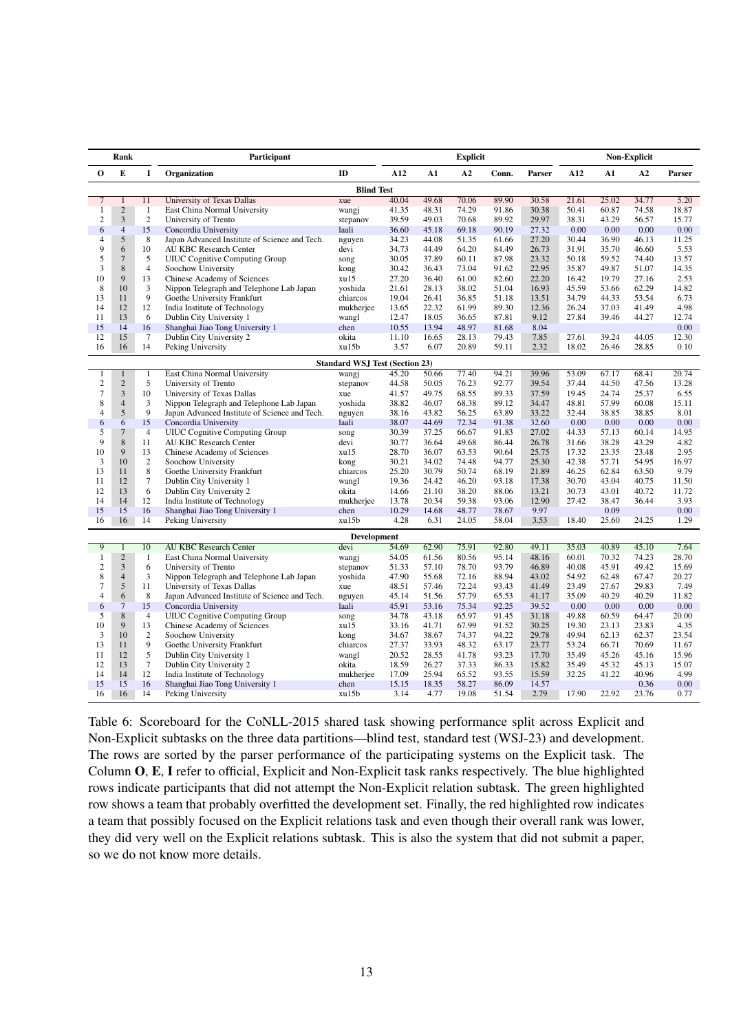| Rank | | | Participant | | Explicit | | | | | Non-Explicit | | | |
|---|---|---|---|---|---|---|---|---|---|---|---|---|---|
| **O** | **E** | **I** | **Organization** | **ID** | **A12** | **A1** | **A2** | **Conn.** | **Parser** | **A12** | **A1** | **A2** | **Parser** |
| | | | **Blind Test** | | | | | | | | | | |
| 7 | 1 | 11 | University of Texas Dallas | xue | 40.04 | 49.68 | 70.06 | 89.90 | 30.58 | 21.61 | 25.02 | 34.77 | 5.20 |
| 1 | 2 | 1 | East China Normal University | wangj | 41.35 | 48.31 | 74.29 | 91.86 | 30.38 | 50.41 | 60.87 | 74.58 | 18.87 |
| 2 | 3 | 2 | University of Trento | stepanov | 39.59 | 49.03 | 70.68 | 89.92 | 29.97 | 38.31 | 43.29 | 56.57 | 15.77 |
| 6 | 4 | 15 | Concordia University | laali | 36.60 | 45.18 | 69.18 | 90.19 | 27.32 | 0.00 | 0.00 | 0.00 | 0.00 |
| 4 | 5 | 8 | Japan Advanced Institute of Science and Tech. | nguyen | 34.23 | 44.08 | 51.35 | 61.66 | 27.20 | 30.44 | 36.90 | 46.13 | 11.25 |
| 9 | 6 | 10 | AU KBC Research Center | devi | 34.73 | 44.49 | 64.20 | 84.49 | 26.73 | 31.91 | 35.70 | 46.60 | 5.53 |
| 5 | 7 | 5 | UIUC Cognitive Computing Group | song | 30.05 | 37.89 | 60.11 | 87.98 | 23.32 | 50.18 | 59.52 | 74.40 | 13.57 |
| 3 | 8 | 4 | Soochow University | kong | 30.42 | 36.43 | 73.04 | 91.62 | 22.95 | 35.87 | 49.87 | 51.07 | 14.35 |
| 10 | 9 | 13 | Chinese Academy of Sciences | xu15 | 27.20 | 36.40 | 61.00 | 82.60 | 22.20 | 16.42 | 19.79 | 27.16 | 2.53 |
| 8 | 10 | 3 | Nippon Telegraph and Telephone Lab Japan | yoshida | 21.61 | 28.13 | 38.02 | 51.04 | 16.93 | 45.59 | 53.66 | 62.29 | 14.82 |
| 13 | 11 | 9 | Goethe University Frankfurt | chiarcos | 19.04 | 26.41 | 36.85 | 51.18 | 13.51 | 34.79 | 44.33 | 53.54 | 6.73 |
| 14 | 12 | 12 | India Institute of Technology | mukherjee | 13.65 | 22.32 | 61.99 | 89.30 | 12.36 | 26.24 | 37.03 | 41.49 | 4.98 |
| 11 | 13 | 6 | Dublin City University 1 | wangl | 12.47 | 18.05 | 36.65 | 87.81 | 9.12 | 27.84 | 39.46 | 44.27 | 12.74 |
| 15 | 14 | 16 | Shanghai Jiao Tong University 1 | chen | 10.55 | 13.94 | 48.97 | 81.68 | 8.04 | | | | 0.00 |
| 12 | 15 | 7 | Dublin City University 2 | okita | 11.10 | 16.65 | 28.13 | 79.43 | 7.85 | 27.61 | 39.24 | 44.05 | 12.30 |
| 16 | 16 | 14 | Peking University | xu15b | 3.57 | 6.07 | 20.89 | 59.11 | 2.32 | 18.02 | 26.46 | 28.85 | 0.10 |
| | | | **Standard WSJ Test (Section 23)** | | | | | | | | | | |
| 1 | 1 | 1 | East China Normal University | wangj | 45.20 | 50.66 | 77.40 | 94.21 | 39.96 | 53.09 | 67.17 | 68.41 | 20.74 |
| 2 | 2 | 5 | University of Trento | stepanov | 44.58 | 50.05 | 76.23 | 92.77 | 39.54 | 37.44 | 44.50 | 47.56 | 13.28 |
| 7 | 3 | 10 | University of Texas Dallas | xue | 41.57 | 49.75 | 68.55 | 89.33 | 37.59 | 19.45 | 24.74 | 25.37 | 6.55 |
| 8 | 4 | 3 | Nippon Telegraph and Telephone Lab Japan | yoshida | 38.82 | 46.07 | 68.38 | 89.12 | 34.47 | 48.81 | 57.99 | 60.08 | 15.11 |
| 4 | 5 | 9 | Japan Advanced Institute of Science and Tech. | nguyen | 38.16 | 43.82 | 56.25 | 63.89 | 33.22 | 32.44 | 38.85 | 38.85 | 8.01 |
| 6 | 6 | 15 | Concordia University | laali | 38.07 | 44.69 | 72.34 | 91.38 | 32.60 | 0.00 | 0.00 | 0.00 | 0.00 |
| 5 | 7 | 4 | UIUC Cognitive Computing Group | song | 30.39 | 37.25 | 66.67 | 91.83 | 27.02 | 44.33 | 57.13 | 60.14 | 14.95 |
| 9 | 8 | 11 | AU KBC Research Center | devi | 30.77 | 36.64 | 49.68 | 86.44 | 26.78 | 31.66 | 38.28 | 43.29 | 4.82 |
| 10 | 9 | 13 | Chinese Academy of Sciences | xu15 | 28.70 | 36.07 | 63.53 | 90.64 | 25.75 | 17.32 | 23.35 | 23.48 | 2.95 |
| 3 | 10 | 2 | Soochow University | kong | 30.21 | 34.02 | 74.48 | 94.77 | 25.30 | 42.38 | 57.71 | 54.95 | 16.97 |
| 13 | 11 | 8 | Goethe University Frankfurt | chiarcos | 25.20 | 30.79 | 50.74 | 68.19 | 21.89 | 46.25 | 62.84 | 63.50 | 9.79 |
| 11 | 12 | 7 | Dublin City University 1 | wangl | 19.36 | 24.42 | 46.20 | 93.18 | 17.38 | 30.70 | 43.04 | 40.75 | 11.50 |
| 12 | 13 | 6 | Dublin City University 2 | okita | 14.66 | 21.10 | 38.20 | 88.06 | 13.21 | 30.73 | 43.01 | 40.72 | 11.72 |
| 14 | 14 | 12 | India Institute of Technology | mukherjee | 13.78 | 20.34 | 59.38 | 93.06 | 12.90 | 27.42 | 38.47 | 36.44 | 3.93 |
| 15 | 15 | 16 | Shanghai Jiao Tong University 1 | chen | 10.29 | 14.68 | 48.77 | 78.67 | 9.97 | | 0.09 | | 0.00 |
| 16 | 16 | 14 | Peking University | xu15b | 4.28 | 6.31 | 24.05 | 58.04 | 3.53 | 18.40 | 25.60 | 24.25 | 1.29 |
| | | | **Development** | | | | | | | | | | |
| 9 | 1 | 10 | AU KBC Research Center | devi | 54.69 | 62.90 | 75.91 | 92.80 | 49.11 | 35.03 | 40.89 | 45.10 | 7.64 |
| 1 | 2 | 1 | East China Normal University | wangj | 54.05 | 61.56 | 80.56 | 95.14 | 48.16 | 60.01 | 70.32 | 74.23 | 28.70 |
| 2 | 3 | 6 | University of Trento | stepanov | 51.33 | 57.10 | 78.70 | 93.79 | 46.89 | 40.08 | 45.91 | 49.42 | 15.69 |
| 8 | 4 | 3 | Nippon Telegraph and Telephone Lab Japan | yoshida | 47.90 | 55.68 | 72.16 | 88.94 | 43.02 | 54.92 | 62.48 | 67.47 | 20.27 |
| 7 | 5 | 11 | University of Texas Dallas | xue | 48.51 | 57.46 | 72.24 | 93.43 | 41.49 | 23.49 | 27.67 | 29.83 | 7.49 |
| 4 | 6 | 8 | Japan Advanced Institute of Science and Tech. | nguyen | 45.14 | 51.56 | 57.79 | 65.53 | 41.17 | 35.09 | 40.29 | 40.29 | 11.82 |
| 6 | 7 | 15 | Concordia University | laali | 45.91 | 53.16 | 75.34 | 92.25 | 39.52 | 0.00 | 0.00 | 0.00 | 0.00 |
| 5 | 8 | 4 | UIUC Cognitive Computing Group | song | 34.78 | 43.18 | 65.97 | 91.45 | 31.18 | 49.88 | 60.59 | 64.47 | 20.00 |
| 10 | 9 | 13 | Chinese Academy of Sciences | xu15 | 33.16 | 41.71 | 67.99 | 91.52 | 30.25 | 19.30 | 23.13 | 23.83 | 4.35 |
| 3 | 10 | 2 | Soochow University | kong | 34.67 | 38.67 | 74.37 | 94.22 | 29.78 | 49.94 | 62.13 | 62.37 | 23.54 |
| 13 | 11 | 9 | Goethe University Frankfurt | chiarcos | 27.37 | 33.93 | 48.32 | 63.17 | 23.77 | 53.24 | 66.71 | 70.69 | 11.67 |
| 11 | 12 | 5 | Dublin City University 1 | wangl | 20.52 | 28.55 | 41.78 | 93.23 | 17.70 | 35.49 | 45.26 | 45.16 | 15.96 |
| 12 | 13 | 7 | Dublin City University 2 | okita | 18.59 | 26.27 | 37.33 | 86.33 | 15.82 | 35.49 | 45.32 | 45.13 | 15.07 |
| 14 | 14 | 12 | India Institute of Technology | mukherjee | 17.09 | 25.94 | 65.52 | 93.55 | 15.59 | 32.25 | 41.22 | 40.96 | 4.99 |
| 15 | 15 | 16 | Shanghai Jiao Tong University 1 | chen | 15.15 | 18.35 | 58.27 | 86.09 | 14.57 | | | 0.36 | 0.00 |
| 16 | 16 | 14 | Peking University | xu15b | 3.14 | 4.77 | 19.08 | 51.54 | 2.79 | 17.90 | 22.92 | 23.76 | 0.77 |

Table 6: Scoreboard for the CoNLL-2015 shared task showing performance split across Explicit and Non-Explicit subtasks on the three data partitions—blind test, standard test (WSJ-23) and development. The rows are sorted by the parser performance of the participating systems on the Explicit task. The Column **O**, **E**, **I** refer to official, Explicit and Non-Explicit task ranks respectively. The blue highlighted rows indicate participants that did not attempt the Non-Explicit relation subtask. The green highlighted row shows a team that probably overfitted the development set. Finally, the red highlighted row indicates a team that possibly focused on the Explicit relations task and even though their overall rank was lower, they did very well on the Explicit relations subtask. This is also the system that did not submit a paper, so we do not know more details.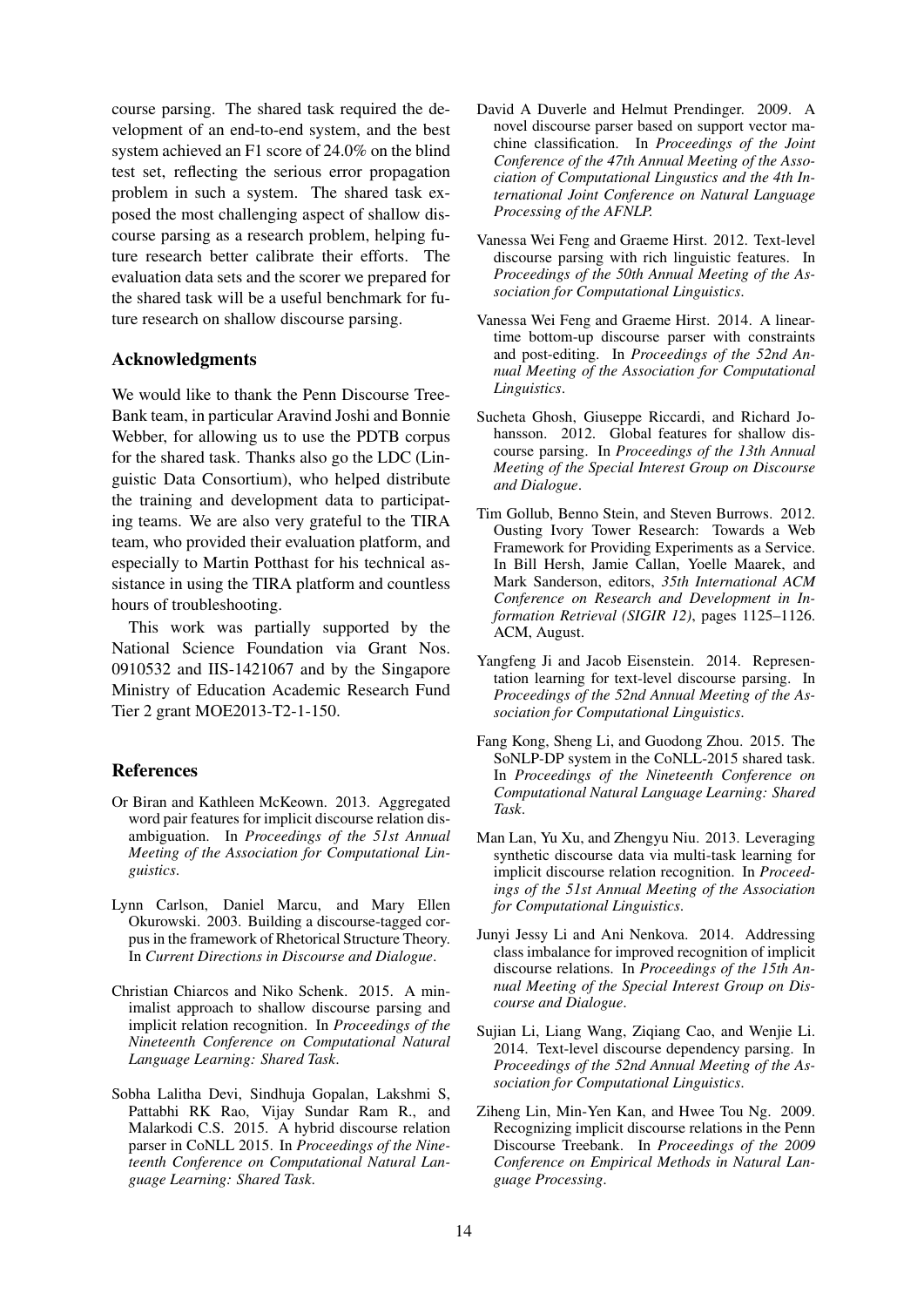course parsing. The shared task required the development of an end-to-end system, and the best system achieved an F1 score of 24.0% on the blind test set, reflecting the serious error propagation problem in such a system. The shared task exposed the most challenging aspect of shallow discourse parsing as a research problem, helping future research better calibrate their efforts. The evaluation data sets and the scorer we prepared for the shared task will be a useful benchmark for future research on shallow discourse parsing.

## Acknowledgments

We would like to thank the Penn Discourse TreeBank team, in particular Aravind Joshi and Bonnie Webber, for allowing us to use the PDTB corpus for the shared task. Thanks also go the LDC (Linguistic Data Consortium), who helped distribute the training and development data to participating teams. We are also very grateful to the TIRA team, who provided their evaluation platform, and especially to Martin Potthast for his technical assistance in using the TIRA platform and countless hours of troubleshooting.

This work was partially supported by the National Science Foundation via Grant Nos. 0910532 and IIS-1421067 and by the Singapore Ministry of Education Academic Research Fund Tier 2 grant MOE2013-T2-1-150.

## References

Or Biran and Kathleen McKeown. 2013. Aggregated word pair features for implicit discourse relation disambiguation. In *Proceedings of the 51st Annual Meeting of the Association for Computational Linguistics*.

Lynn Carlson, Daniel Marcu, and Mary Ellen Okurowski. 2003. Building a discourse-tagged corpus in the framework of Rhetorical Structure Theory. In *Current Directions in Discourse and Dialogue*.

Christian Chiarcos and Niko Schenk. 2015. A minimalist approach to shallow discourse parsing and implicit relation recognition. In *Proceedings of the Nineteenth Conference on Computational Natural Language Learning: Shared Task*.

Sobha Lalitha Devi, Sindhuja Gopalan, Lakshmi S, Pattabhi RK Rao, Vijay Sundar Ram R., and Malarkodi C.S. 2015. A hybrid discourse relation parser in CoNLL 2015. In *Proceedings of the Nineteenth Conference on Computational Natural Language Learning: Shared Task*.

David A Duverle and Helmut Prendinger. 2009. A novel discourse parser based on support vector machine classification. In *Proceedings of the Joint Conference of the 47th Annual Meeting of the Association of Computational Lingustics and the 4th International Joint Conference on Natural Language Processing of the AFNLP*.

Vanessa Wei Feng and Graeme Hirst. 2012. Text-level discourse parsing with rich linguistic features. In *Proceedings of the 50th Annual Meeting of the Association for Computational Linguistics*.

Vanessa Wei Feng and Graeme Hirst. 2014. A linear-time bottom-up discourse parser with constraints and post-editing. In *Proceedings of the 52nd Annual Meeting of the Association for Computational Linguistics*.

Sucheta Ghosh, Giuseppe Riccardi, and Richard Johansson. 2012. Global features for shallow discourse parsing. In *Proceedings of the 13th Annual Meeting of the Special Interest Group on Discourse and Dialogue*.

Tim Gollub, Benno Stein, and Steven Burrows. 2012. Ousting Ivory Tower Research: Towards a Web Framework for Providing Experiments as a Service. In Bill Hersh, Jamie Callan, Yoelle Maarek, and Mark Sanderson, editors, *35th International ACM Conference on Research and Development in Information Retrieval (SIGIR 12)*, pages 1125–1126. ACM, August.

Yangfeng Ji and Jacob Eisenstein. 2014. Representation learning for text-level discourse parsing. In *Proceedings of the 52nd Annual Meeting of the Association for Computational Linguistics*.

Fang Kong, Sheng Li, and Guodong Zhou. 2015. The SoNLP-DP system in the CoNLL-2015 shared task. In *Proceedings of the Nineteenth Conference on Computational Natural Language Learning: Shared Task*.

Man Lan, Yu Xu, and Zhengyu Niu. 2013. Leveraging synthetic discourse data via multi-task learning for implicit discourse relation recognition. In *Proceedings of the 51st Annual Meeting of the Association for Computational Linguistics*.

Junyi Jessy Li and Ani Nenkova. 2014. Addressing class imbalance for improved recognition of implicit discourse relations. In *Proceedings of the 15th Annual Meeting of the Special Interest Group on Discourse and Dialogue*.

Sujian Li, Liang Wang, Ziqiang Cao, and Wenjie Li. 2014. Text-level discourse dependency parsing. In *Proceedings of the 52nd Annual Meeting of the Association for Computational Linguistics*.

Ziheng Lin, Min-Yen Kan, and Hwee Tou Ng. 2009. Recognizing implicit discourse relations in the Penn Discourse Treebank. In *Proceedings of the 2009 Conference on Empirical Methods in Natural Language Processing*.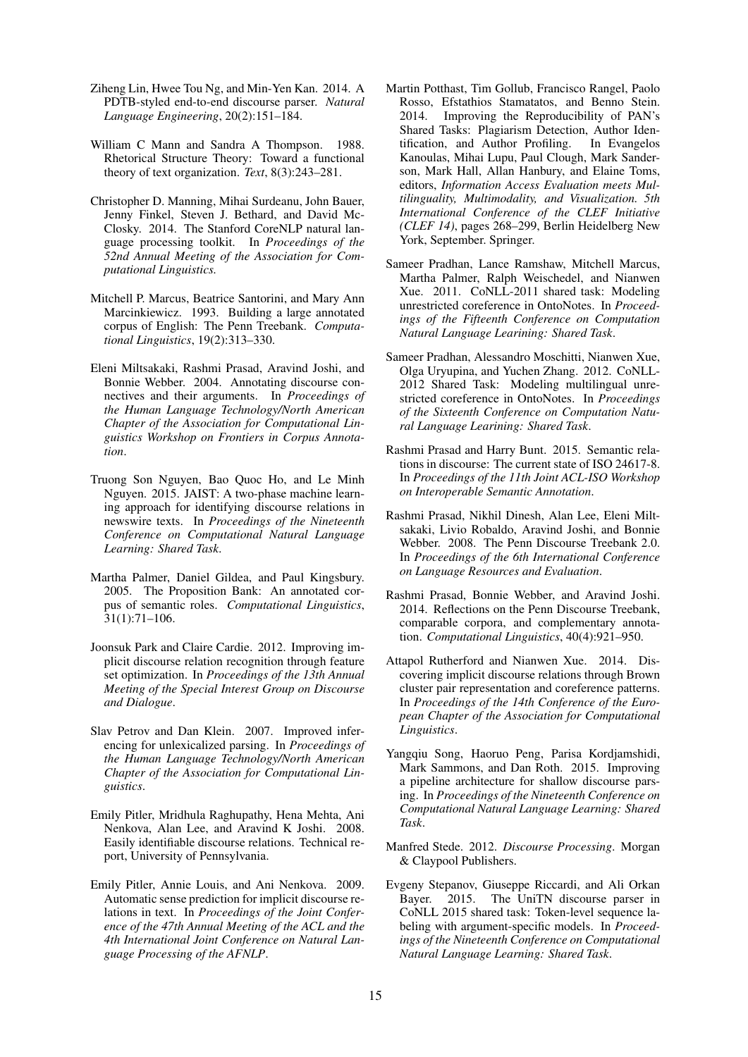Ziheng Lin, Hwee Tou Ng, and Min-Yen Kan. 2014. A PDTB-styled end-to-end discourse parser. *Natural Language Engineering*, 20(2):151–184.

William C Mann and Sandra A Thompson. 1988. Rhetorical Structure Theory: Toward a functional theory of text organization. *Text*, 8(3):243–281.

Christopher D. Manning, Mihai Surdeanu, John Bauer, Jenny Finkel, Steven J. Bethard, and David McClosky. 2014. The Stanford CoreNLP natural language processing toolkit. In *Proceedings of the 52nd Annual Meeting of the Association for Computational Linguistics*.

Mitchell P. Marcus, Beatrice Santorini, and Mary Ann Marcinkiewicz. 1993. Building a large annotated corpus of English: The Penn Treebank. *Computational Linguistics*, 19(2):313–330.

Eleni Miltsakaki, Rashmi Prasad, Aravind Joshi, and Bonnie Webber. 2004. Annotating discourse connectives and their arguments. In *Proceedings of the Human Language Technology/North American Chapter of the Association for Computational Linguistics Workshop on Frontiers in Corpus Annotation*.

Truong Son Nguyen, Bao Quoc Ho, and Le Minh Nguyen. 2015. JAIST: A two-phase machine learning approach for identifying discourse relations in newswire texts. In *Proceedings of the Nineteenth Conference on Computational Natural Language Learning: Shared Task*.

Martha Palmer, Daniel Gildea, and Paul Kingsbury. 2005. The Proposition Bank: An annotated corpus of semantic roles. *Computational Linguistics*, 31(1):71–106.

Joonsuk Park and Claire Cardie. 2012. Improving implicit discourse relation recognition through feature set optimization. In *Proceedings of the 13th Annual Meeting of the Special Interest Group on Discourse and Dialogue*.

Slav Petrov and Dan Klein. 2007. Improved inferencing for unlexicalized parsing. In *Proceedings of the Human Language Technology/North American Chapter of the Association for Computational Linguistics*.

Emily Pitler, Mridhula Raghupathy, Hena Mehta, Ani Nenkova, Alan Lee, and Aravind K Joshi. 2008. Easily identifiable discourse relations. Technical report, University of Pennsylvania.

Emily Pitler, Annie Louis, and Ani Nenkova. 2009. Automatic sense prediction for implicit discourse relations in text. In *Proceedings of the Joint Conference of the 47th Annual Meeting of the ACL and the 4th International Joint Conference on Natural Language Processing of the AFNLP*.

Martin Potthast, Tim Gollub, Francisco Rangel, Paolo Rosso, Efstathios Stamatatos, and Benno Stein. 2014. Improving the Reproducibility of PAN's Shared Tasks: Plagiarism Detection, Author Identification, and Author Profiling. In Evangelos Kanoulas, Mihai Lupu, Paul Clough, Mark Sanderson, Mark Hall, Allan Hanbury, and Elaine Toms, editors, *Information Access Evaluation meets Multilinguality, Multimodality, and Visualization. 5th International Conference of the CLEF Initiative (CLEF 14)*, pages 268–299, Berlin Heidelberg New York, September. Springer.

Sameer Pradhan, Lance Ramshaw, Mitchell Marcus, Martha Palmer, Ralph Weischedel, and Nianwen Xue. 2011. CoNLL-2011 shared task: Modeling unrestricted coreference in OntoNotes. In *Proceedings of the Fifteenth Conference on Computation Natural Language Learining: Shared Task*.

Sameer Pradhan, Alessandro Moschitti, Nianwen Xue, Olga Uryupina, and Yuchen Zhang. 2012. CoNLL-2012 Shared Task: Modeling multilingual unrestricted coreference in OntoNotes. In *Proceedings of the Sixteenth Conference on Computation Natural Language Learining: Shared Task*.

Rashmi Prasad and Harry Bunt. 2015. Semantic relations in discourse: The current state of ISO 24617-8. In *Proceedings of the 11th Joint ACL-ISO Workshop on Interoperable Semantic Annotation*.

Rashmi Prasad, Nikhil Dinesh, Alan Lee, Eleni Miltsakaki, Livio Robaldo, Aravind Joshi, and Bonnie Webber. 2008. The Penn Discourse Treebank 2.0. In *Proceedings of the 6th International Conference on Language Resources and Evaluation*.

Rashmi Prasad, Bonnie Webber, and Aravind Joshi. 2014. Reflections on the Penn Discourse Treebank, comparable corpora, and complementary annotation. *Computational Linguistics*, 40(4):921–950.

Attapol Rutherford and Nianwen Xue. 2014. Discovering implicit discourse relations through Brown cluster pair representation and coreference patterns. In *Proceedings of the 14th Conference of the European Chapter of the Association for Computational Linguistics*.

Yangqiu Song, Haoruo Peng, Parisa Kordjamshidi, Mark Sammons, and Dan Roth. 2015. Improving a pipeline architecture for shallow discourse parsing. In *Proceedings of the Nineteenth Conference on Computational Natural Language Learning: Shared Task*.

Manfred Stede. 2012. *Discourse Processing*. Morgan & Claypool Publishers.

Evgeny Stepanov, Giuseppe Riccardi, and Ali Orkan Bayer. 2015. The UniTN discourse parser in CoNLL 2015 shared task: Token-level sequence labeling with argument-specific models. In *Proceedings of the Nineteenth Conference on Computational Natural Language Learning: Shared Task*.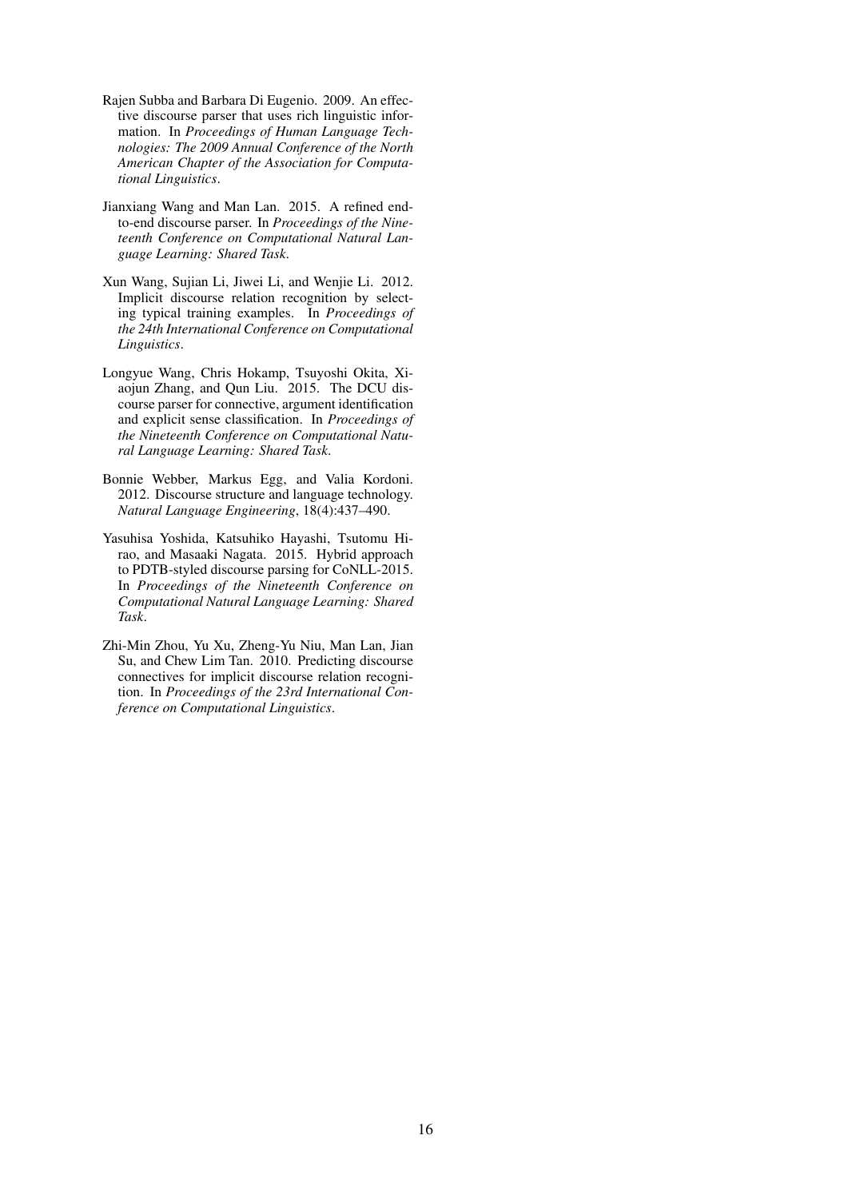Rajen Subba and Barbara Di Eugenio. 2009. An effective discourse parser that uses rich linguistic information. In *Proceedings of Human Language Technologies: The 2009 Annual Conference of the North American Chapter of the Association for Computational Linguistics*.

Jianxiang Wang and Man Lan. 2015. A refined end-to-end discourse parser. In *Proceedings of the Nineteenth Conference on Computational Natural Language Learning: Shared Task*.

Xun Wang, Sujian Li, Jiwei Li, and Wenjie Li. 2012. Implicit discourse relation recognition by selecting typical training examples. In *Proceedings of the 24th International Conference on Computational Linguistics*.

Longyue Wang, Chris Hokamp, Tsuyoshi Okita, Xiaojun Zhang, and Qun Liu. 2015. The DCU discourse parser for connective, argument identification and explicit sense classification. In *Proceedings of the Nineteenth Conference on Computational Natural Language Learning: Shared Task*.

Bonnie Webber, Markus Egg, and Valia Kordoni. 2012. Discourse structure and language technology. *Natural Language Engineering*, 18(4):437–490.

Yasuhisa Yoshida, Katsuhiko Hayashi, Tsutomu Hirao, and Masaaki Nagata. 2015. Hybrid approach to PDTB-styled discourse parsing for CoNLL-2015. In *Proceedings of the Nineteenth Conference on Computational Natural Language Learning: Shared Task*.

Zhi-Min Zhou, Yu Xu, Zheng-Yu Niu, Man Lan, Jian Su, and Chew Lim Tan. 2010. Predicting discourse connectives for implicit discourse relation recognition. In *Proceedings of the 23rd International Conference on Computational Linguistics*.